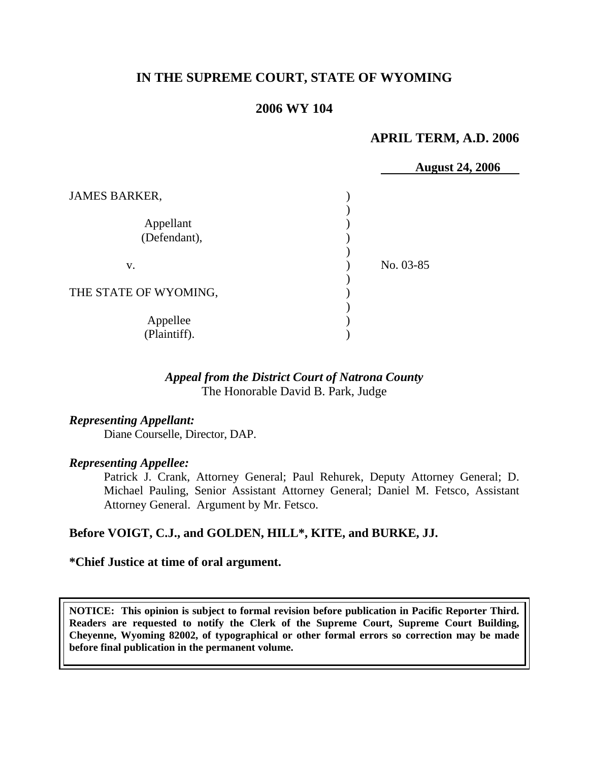**IN THE SUPREME COURT, STATE OF WYOMING**

**2006 WY 104**

**APRIL TERM, A.D. 2006**

**August 24, 2006**

| | | |
|---|---|---|
| JAMES BARKER,<br><br>Appellant<br>(Defendant),<br><br>v.<br><br>THE STATE OF WYOMING,<br><br>Appellee<br>(Plaintiff). | ) | No. 03-85 |

*Appeal from the District Court of Natrona County*
The Honorable David B. Park, Judge

***Representing Appellant:***
Diane Courselle, Director, DAP.

***Representing Appellee:***
Patrick J. Crank, Attorney General; Paul Rehurek, Deputy Attorney General; D. Michael Pauling, Senior Assistant Attorney General; Daniel M. Fetsco, Assistant Attorney General. Argument by Mr. Fetsco.

**Before VOIGT, C.J., and GOLDEN, HILL\*, KITE, and BURKE, JJ.**

**\*Chief Justice at time of oral argument.**

**NOTICE: This opinion is subject to formal revision before publication in Pacific Reporter Third. Readers are requested to notify the Clerk of the Supreme Court, Supreme Court Building, Cheyenne, Wyoming 82002, of typographical or other formal errors so correction may be made before final publication in the permanent volume.**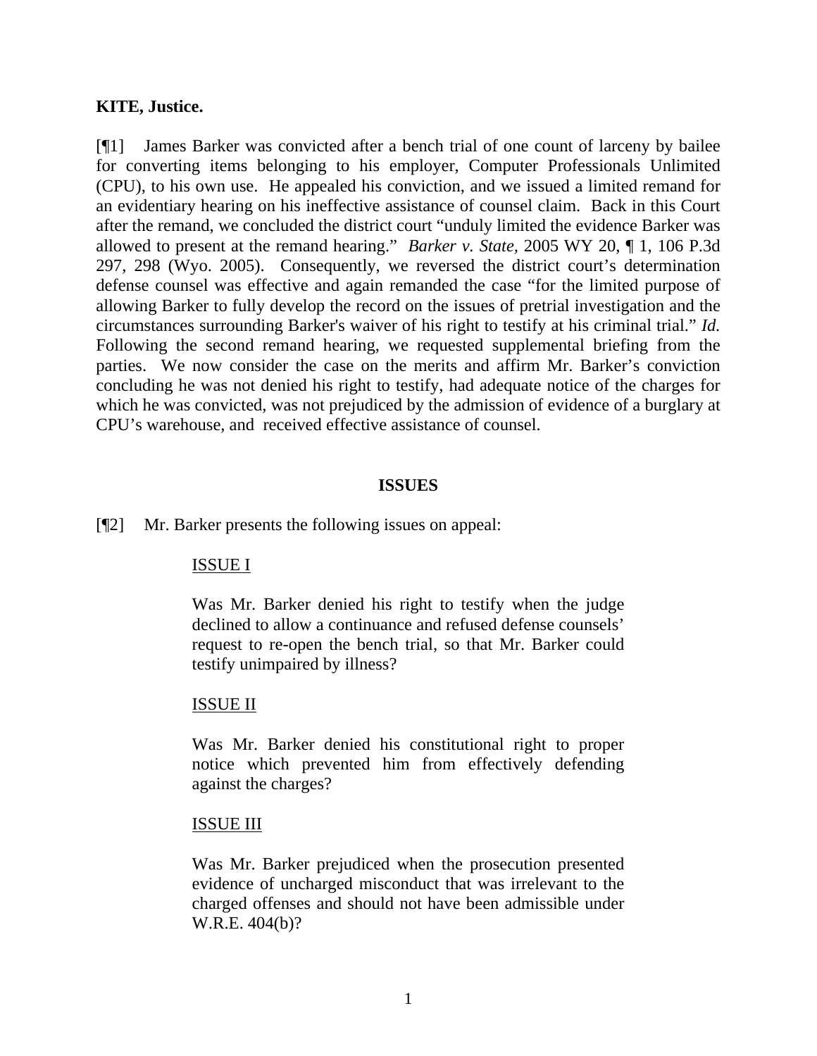**KITE, Justice.**

[¶1] James Barker was convicted after a bench trial of one count of larceny by bailee for converting items belonging to his employer, Computer Professionals Unlimited (CPU), to his own use. He appealed his conviction, and we issued a limited remand for an evidentiary hearing on his ineffective assistance of counsel claim. Back in this Court after the remand, we concluded the district court "unduly limited the evidence Barker was allowed to present at the remand hearing." *Barker v. State*, 2005 WY 20, ¶ 1, 106 P.3d 297, 298 (Wyo. 2005). Consequently, we reversed the district court's determination defense counsel was effective and again remanded the case "for the limited purpose of allowing Barker to fully develop the record on the issues of pretrial investigation and the circumstances surrounding Barker's waiver of his right to testify at his criminal trial." *Id.* Following the second remand hearing, we requested supplemental briefing from the parties. We now consider the case on the merits and affirm Mr. Barker's conviction concluding he was not denied his right to testify, had adequate notice of the charges for which he was convicted, was not prejudiced by the admission of evidence of a burglary at CPU's warehouse, and received effective assistance of counsel.

## ISSUES

[¶2] Mr. Barker presents the following issues on appeal:

> <u>ISSUE I</u>
>
> Was Mr. Barker denied his right to testify when the judge declined to allow a continuance and refused defense counsels' request to re-open the bench trial, so that Mr. Barker could testify unimpaired by illness?
>
> <u>ISSUE II</u>
>
> Was Mr. Barker denied his constitutional right to proper notice which prevented him from effectively defending against the charges?
>
> <u>ISSUE III</u>
>
> Was Mr. Barker prejudiced when the prosecution presented evidence of uncharged misconduct that was irrelevant to the charged offenses and should not have been admissible under W.R.E. 404(b)?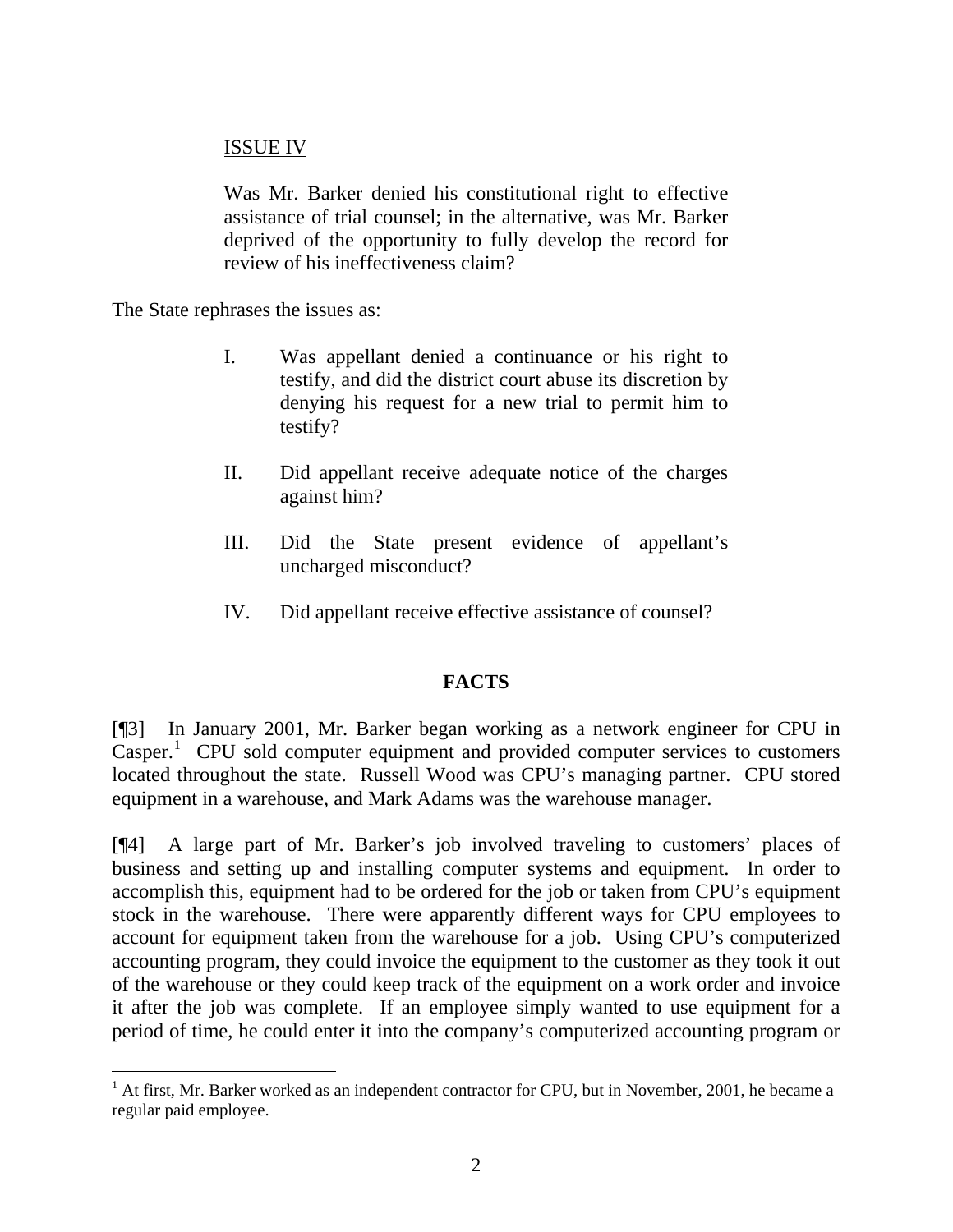ISSUE IV

Was Mr. Barker denied his constitutional right to effective assistance of trial counsel; in the alternative, was Mr. Barker deprived of the opportunity to fully develop the record for review of his ineffectiveness claim?

The State rephrases the issues as:

I. Was appellant denied a continuance or his right to testify, and did the district court abuse its discretion by denying his request for a new trial to permit him to testify?

II. Did appellant receive adequate notice of the charges against him?

III. Did the State present evidence of appellant's uncharged misconduct?

IV. Did appellant receive effective assistance of counsel?

## FACTS

[¶3] In January 2001, Mr. Barker began working as a network engineer for CPU in Casper.[1] CPU sold computer equipment and provided computer services to customers located throughout the state. Russell Wood was CPU's managing partner. CPU stored equipment in a warehouse, and Mark Adams was the warehouse manager.

[¶4] A large part of Mr. Barker's job involved traveling to customers' places of business and setting up and installing computer systems and equipment. In order to accomplish this, equipment had to be ordered for the job or taken from CPU's equipment stock in the warehouse. There were apparently different ways for CPU employees to account for equipment taken from the warehouse for a job. Using CPU's computerized accounting program, they could invoice the equipment to the customer as they took it out of the warehouse or they could keep track of the equipment on a work order and invoice it after the job was complete. If an employee simply wanted to use equipment for a period of time, he could enter it into the company's computerized accounting program or

[1] At first, Mr. Barker worked as an independent contractor for CPU, but in November, 2001, he became a regular paid employee.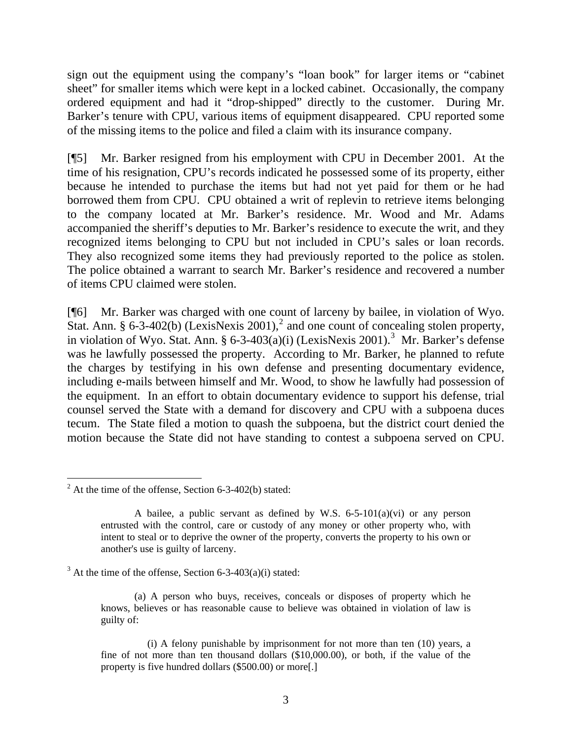sign out the equipment using the company's "loan book" for larger items or "cabinet sheet" for smaller items which were kept in a locked cabinet. Occasionally, the company ordered equipment and had it "drop-shipped" directly to the customer. During Mr. Barker's tenure with CPU, various items of equipment disappeared. CPU reported some of the missing items to the police and filed a claim with its insurance company.

[¶5] Mr. Barker resigned from his employment with CPU in December 2001. At the time of his resignation, CPU's records indicated he possessed some of its property, either because he intended to purchase the items but had not yet paid for them or he had borrowed them from CPU. CPU obtained a writ of replevin to retrieve items belonging to the company located at Mr. Barker's residence. Mr. Wood and Mr. Adams accompanied the sheriff's deputies to Mr. Barker's residence to execute the writ, and they recognized items belonging to CPU but not included in CPU's sales or loan records. They also recognized some items they had previously reported to the police as stolen. The police obtained a warrant to search Mr. Barker's residence and recovered a number of items CPU claimed were stolen.

[¶6] Mr. Barker was charged with one count of larceny by bailee, in violation of Wyo. Stat. Ann. § 6-3-402(b) (LexisNexis 2001),[2] and one count of concealing stolen property, in violation of Wyo. Stat. Ann. § 6-3-403(a)(i) (LexisNexis 2001).[3] Mr. Barker's defense was he lawfully possessed the property. According to Mr. Barker, he planned to refute the charges by testifying in his own defense and presenting documentary evidence, including e-mails between himself and Mr. Wood, to show he lawfully had possession of the equipment. In an effort to obtain documentary evidence to support his defense, trial counsel served the State with a demand for discovery and CPU with a subpoena duces tecum. The State filed a motion to quash the subpoena, but the district court denied the motion because the State did not have standing to contest a subpoena served on CPU.

---

[2] At the time of the offense, Section 6-3-402(b) stated:

> A bailee, a public servant as defined by W.S. 6-5-101(a)(vi) or any person entrusted with the control, care or custody of any money or other property who, with intent to steal or to deprive the owner of the property, converts the property to his own or another's use is guilty of larceny.

[3] At the time of the offense, Section 6-3-403(a)(i) stated:

> (a) A person who buys, receives, conceals or disposes of property which he knows, believes or has reasonable cause to believe was obtained in violation of law is guilty of:
>
> (i) A felony punishable by imprisonment for not more than ten (10) years, a fine of not more than ten thousand dollars ($10,000.00), or both, if the value of the property is five hundred dollars ($500.00) or more[.]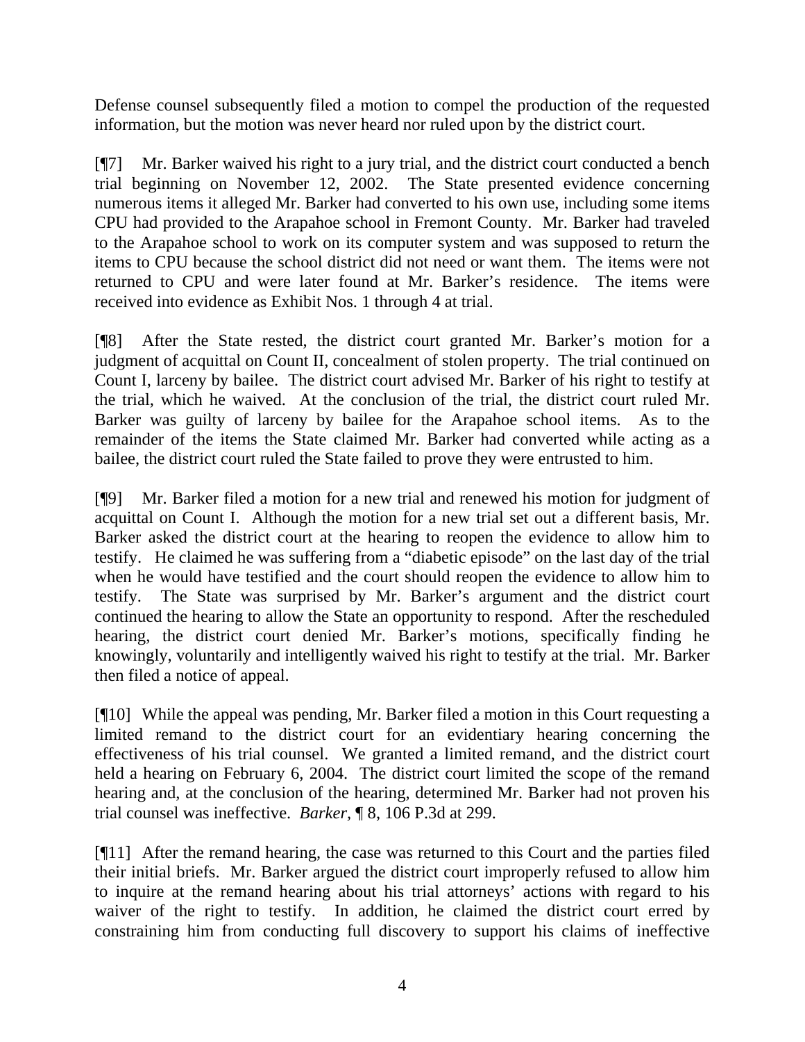Defense counsel subsequently filed a motion to compel the production of the requested information, but the motion was never heard nor ruled upon by the district court.

[¶7] Mr. Barker waived his right to a jury trial, and the district court conducted a bench trial beginning on November 12, 2002. The State presented evidence concerning numerous items it alleged Mr. Barker had converted to his own use, including some items CPU had provided to the Arapahoe school in Fremont County. Mr. Barker had traveled to the Arapahoe school to work on its computer system and was supposed to return the items to CPU because the school district did not need or want them. The items were not returned to CPU and were later found at Mr. Barker's residence. The items were received into evidence as Exhibit Nos. 1 through 4 at trial.

[¶8] After the State rested, the district court granted Mr. Barker's motion for a judgment of acquittal on Count II, concealment of stolen property. The trial continued on Count I, larceny by bailee. The district court advised Mr. Barker of his right to testify at the trial, which he waived. At the conclusion of the trial, the district court ruled Mr. Barker was guilty of larceny by bailee for the Arapahoe school items. As to the remainder of the items the State claimed Mr. Barker had converted while acting as a bailee, the district court ruled the State failed to prove they were entrusted to him.

[¶9] Mr. Barker filed a motion for a new trial and renewed his motion for judgment of acquittal on Count I. Although the motion for a new trial set out a different basis, Mr. Barker asked the district court at the hearing to reopen the evidence to allow him to testify. He claimed he was suffering from a "diabetic episode" on the last day of the trial when he would have testified and the court should reopen the evidence to allow him to testify. The State was surprised by Mr. Barker's argument and the district court continued the hearing to allow the State an opportunity to respond. After the rescheduled hearing, the district court denied Mr. Barker's motions, specifically finding he knowingly, voluntarily and intelligently waived his right to testify at the trial. Mr. Barker then filed a notice of appeal.

[¶10] While the appeal was pending, Mr. Barker filed a motion in this Court requesting a limited remand to the district court for an evidentiary hearing concerning the effectiveness of his trial counsel. We granted a limited remand, and the district court held a hearing on February 6, 2004. The district court limited the scope of the remand hearing and, at the conclusion of the hearing, determined Mr. Barker had not proven his trial counsel was ineffective. *Barker*, ¶ 8, 106 P.3d at 299.

[¶11] After the remand hearing, the case was returned to this Court and the parties filed their initial briefs. Mr. Barker argued the district court improperly refused to allow him to inquire at the remand hearing about his trial attorneys' actions with regard to his waiver of the right to testify. In addition, he claimed the district court erred by constraining him from conducting full discovery to support his claims of ineffective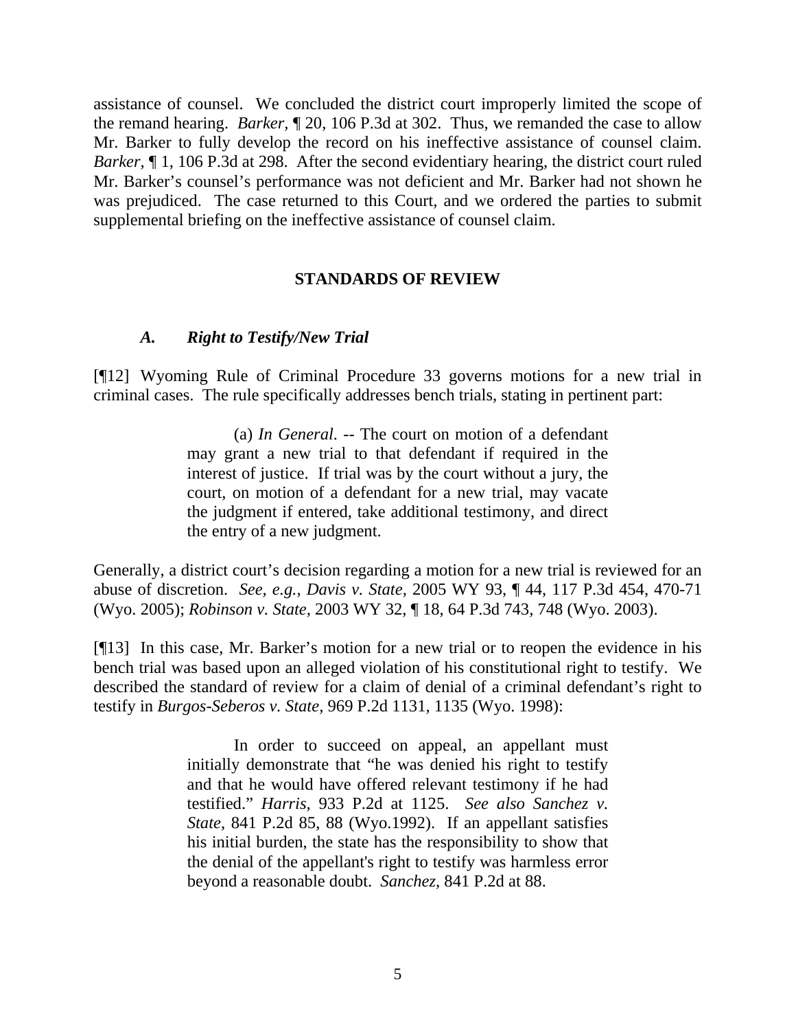assistance of counsel. We concluded the district court improperly limited the scope of the remand hearing. *Barker,* ¶ 20, 106 P.3d at 302. Thus, we remanded the case to allow Mr. Barker to fully develop the record on his ineffective assistance of counsel claim. *Barker,* ¶ 1, 106 P.3d at 298. After the second evidentiary hearing, the district court ruled Mr. Barker's counsel's performance was not deficient and Mr. Barker had not shown he was prejudiced. The case returned to this Court, and we ordered the parties to submit supplemental briefing on the ineffective assistance of counsel claim.

## STANDARDS OF REVIEW

### *A. Right to Testify/New Trial*

[¶12] Wyoming Rule of Criminal Procedure 33 governs motions for a new trial in criminal cases. The rule specifically addresses bench trials, stating in pertinent part:

> (a) *In General*. -- The court on motion of a defendant may grant a new trial to that defendant if required in the interest of justice. If trial was by the court without a jury, the court, on motion of a defendant for a new trial, may vacate the judgment if entered, take additional testimony, and direct the entry of a new judgment.

Generally, a district court's decision regarding a motion for a new trial is reviewed for an abuse of discretion. *See, e.g., Davis v. State,* 2005 WY 93, ¶ 44, 117 P.3d 454, 470-71 (Wyo. 2005); *Robinson v. State,* 2003 WY 32, ¶ 18, 64 P.3d 743, 748 (Wyo. 2003).

[¶13] In this case, Mr. Barker's motion for a new trial or to reopen the evidence in his bench trial was based upon an alleged violation of his constitutional right to testify. We described the standard of review for a claim of denial of a criminal defendant's right to testify in *Burgos-Seberos v. State,* 969 P.2d 1131, 1135 (Wyo. 1998):

> In order to succeed on appeal, an appellant must initially demonstrate that "he was denied his right to testify and that he would have offered relevant testimony if he had testified." *Harris,* 933 P.2d at 1125. *See also Sanchez v. State*, 841 P.2d 85, 88 (Wyo.1992). If an appellant satisfies his initial burden, the state has the responsibility to show that the denial of the appellant's right to testify was harmless error beyond a reasonable doubt. *Sanchez*, 841 P.2d at 88.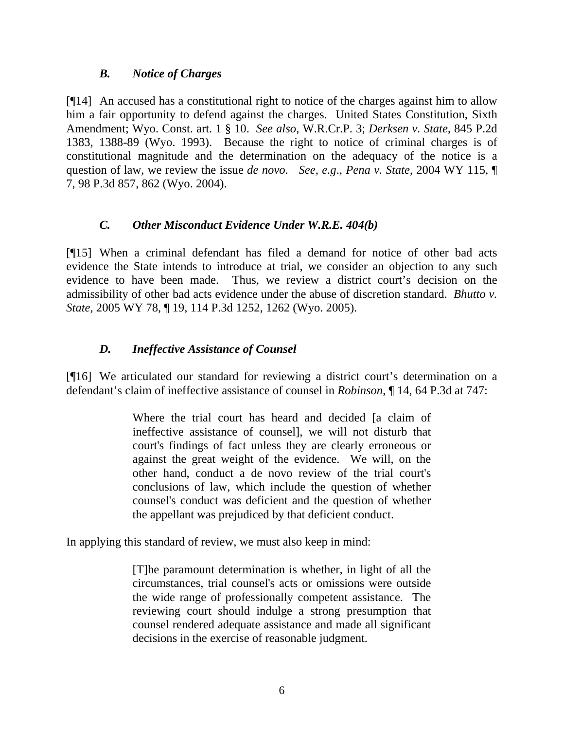### *B. Notice of Charges*

[¶14] An accused has a constitutional right to notice of the charges against him to allow him a fair opportunity to defend against the charges. United States Constitution, Sixth Amendment; Wyo. Const. art. 1 § 10. *See also*, W.R.Cr.P. 3; *Derksen v. State,* 845 P.2d 1383, 1388-89 (Wyo. 1993). Because the right to notice of criminal charges is of constitutional magnitude and the determination on the adequacy of the notice is a question of law, we review the issue *de novo*. *See, e.g*., *Pena v. State,* 2004 WY 115, ¶ 7, 98 P.3d 857, 862 (Wyo. 2004).

### *C. Other Misconduct Evidence Under W.R.E. 404(b)*

[¶15] When a criminal defendant has filed a demand for notice of other bad acts evidence the State intends to introduce at trial, we consider an objection to any such evidence to have been made. Thus, we review a district court's decision on the admissibility of other bad acts evidence under the abuse of discretion standard. *Bhutto v. State,* 2005 WY 78, ¶ 19, 114 P.3d 1252, 1262 (Wyo. 2005).

### *D. Ineffective Assistance of Counsel*

[¶16] We articulated our standard for reviewing a district court's determination on a defendant's claim of ineffective assistance of counsel in *Robinson*, ¶ 14, 64 P.3d at 747:

> Where the trial court has heard and decided [a claim of ineffective assistance of counsel], we will not disturb that court's findings of fact unless they are clearly erroneous or against the great weight of the evidence. We will, on the other hand, conduct a de novo review of the trial court's conclusions of law, which include the question of whether counsel's conduct was deficient and the question of whether the appellant was prejudiced by that deficient conduct.

In applying this standard of review, we must also keep in mind:

> [T]he paramount determination is whether, in light of all the circumstances, trial counsel's acts or omissions were outside the wide range of professionally competent assistance. The reviewing court should indulge a strong presumption that counsel rendered adequate assistance and made all significant decisions in the exercise of reasonable judgment.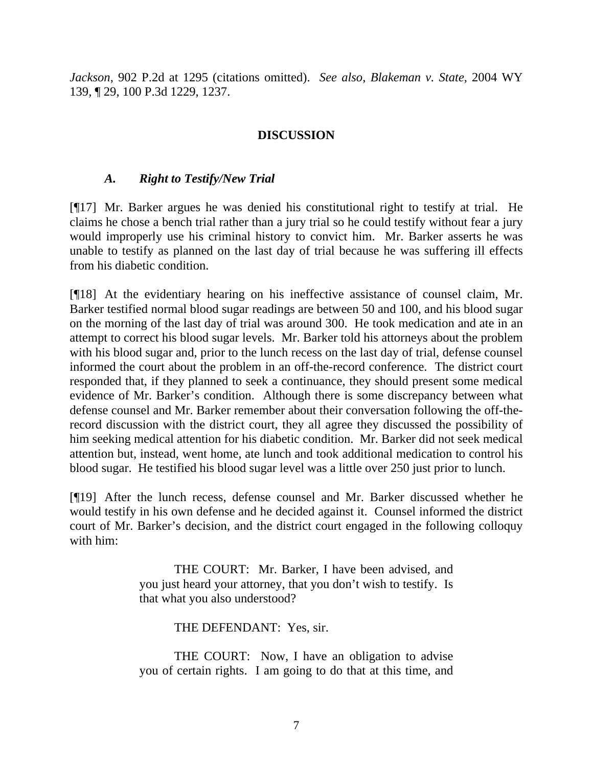*Jackson*, 902 P.2d at 1295 (citations omitted). *See also*, *Blakeman v. State,* 2004 WY 139, ¶ 29, 100 P.3d 1229, 1237.

## DISCUSSION

### *A. Right to Testify/New Trial*

[¶17] Mr. Barker argues he was denied his constitutional right to testify at trial. He claims he chose a bench trial rather than a jury trial so he could testify without fear a jury would improperly use his criminal history to convict him. Mr. Barker asserts he was unable to testify as planned on the last day of trial because he was suffering ill effects from his diabetic condition.

[¶18] At the evidentiary hearing on his ineffective assistance of counsel claim, Mr. Barker testified normal blood sugar readings are between 50 and 100, and his blood sugar on the morning of the last day of trial was around 300. He took medication and ate in an attempt to correct his blood sugar levels. Mr. Barker told his attorneys about the problem with his blood sugar and, prior to the lunch recess on the last day of trial, defense counsel informed the court about the problem in an off-the-record conference. The district court responded that, if they planned to seek a continuance, they should present some medical evidence of Mr. Barker's condition. Although there is some discrepancy between what defense counsel and Mr. Barker remember about their conversation following the off-the-record discussion with the district court, they all agree they discussed the possibility of him seeking medical attention for his diabetic condition. Mr. Barker did not seek medical attention but, instead, went home, ate lunch and took additional medication to control his blood sugar. He testified his blood sugar level was a little over 250 just prior to lunch.

[¶19] After the lunch recess, defense counsel and Mr. Barker discussed whether he would testify in his own defense and he decided against it. Counsel informed the district court of Mr. Barker's decision, and the district court engaged in the following colloquy with him:

> THE COURT: Mr. Barker, I have been advised, and you just heard your attorney, that you don't wish to testify. Is that what you also understood?
>
> THE DEFENDANT: Yes, sir.
>
> THE COURT: Now, I have an obligation to advise you of certain rights. I am going to do that at this time, and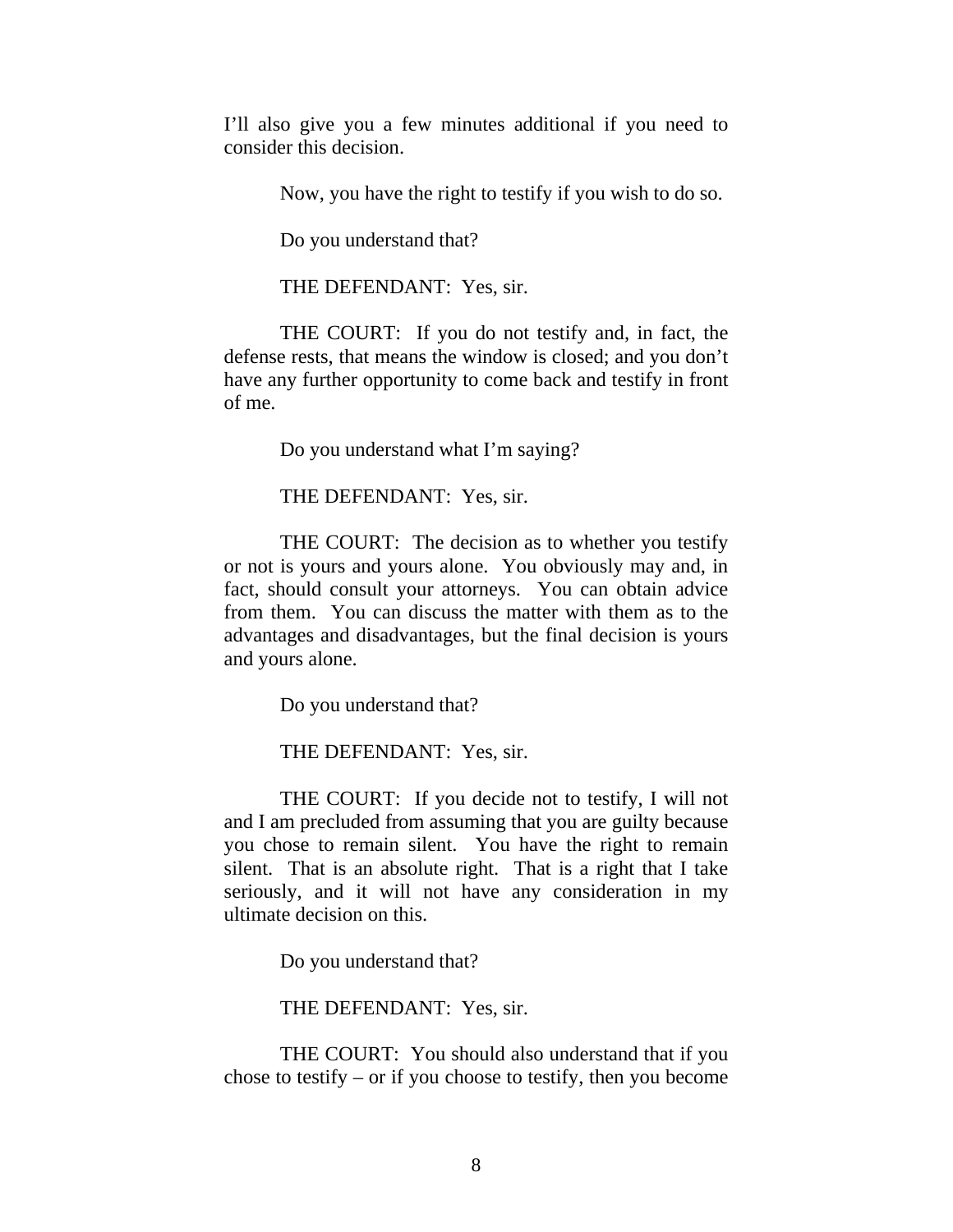I'll also give you a few minutes additional if you need to consider this decision.

Now, you have the right to testify if you wish to do so.

Do you understand that?

THE DEFENDANT: Yes, sir.

THE COURT: If you do not testify and, in fact, the defense rests, that means the window is closed; and you don't have any further opportunity to come back and testify in front of me.

Do you understand what I'm saying?

THE DEFENDANT: Yes, sir.

THE COURT: The decision as to whether you testify or not is yours and yours alone. You obviously may and, in fact, should consult your attorneys. You can obtain advice from them. You can discuss the matter with them as to the advantages and disadvantages, but the final decision is yours and yours alone.

Do you understand that?

THE DEFENDANT: Yes, sir.

THE COURT: If you decide not to testify, I will not and I am precluded from assuming that you are guilty because you chose to remain silent. You have the right to remain silent. That is an absolute right. That is a right that I take seriously, and it will not have any consideration in my ultimate decision on this.

Do you understand that?

THE DEFENDANT: Yes, sir.

THE COURT: You should also understand that if you chose to testify – or if you choose to testify, then you become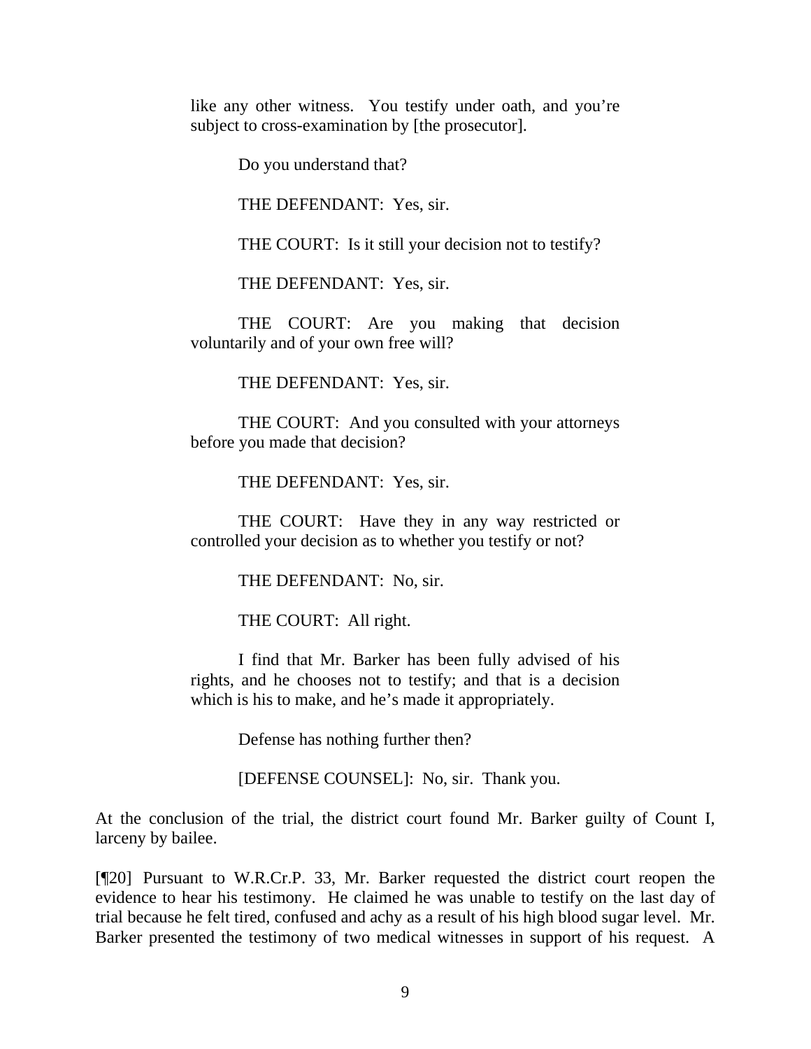like any other witness. You testify under oath, and you're subject to cross-examination by [the prosecutor].

> Do you understand that?
>
> THE DEFENDANT: Yes, sir.
>
> THE COURT: Is it still your decision not to testify?
>
> THE DEFENDANT: Yes, sir.
>
> THE COURT: Are you making that decision voluntarily and of your own free will?
>
> THE DEFENDANT: Yes, sir.
>
> THE COURT: And you consulted with your attorneys before you made that decision?
>
> THE DEFENDANT: Yes, sir.
>
> THE COURT: Have they in any way restricted or controlled your decision as to whether you testify or not?
>
> THE DEFENDANT: No, sir.
>
> THE COURT: All right.
>
> I find that Mr. Barker has been fully advised of his rights, and he chooses not to testify; and that is a decision which is his to make, and he's made it appropriately.
>
> Defense has nothing further then?
>
> [DEFENSE COUNSEL]: No, sir. Thank you.

At the conclusion of the trial, the district court found Mr. Barker guilty of Count I, larceny by bailee.

[¶20] Pursuant to W.R.Cr.P. 33, Mr. Barker requested the district court reopen the evidence to hear his testimony. He claimed he was unable to testify on the last day of trial because he felt tired, confused and achy as a result of his high blood sugar level. Mr. Barker presented the testimony of two medical witnesses in support of his request. A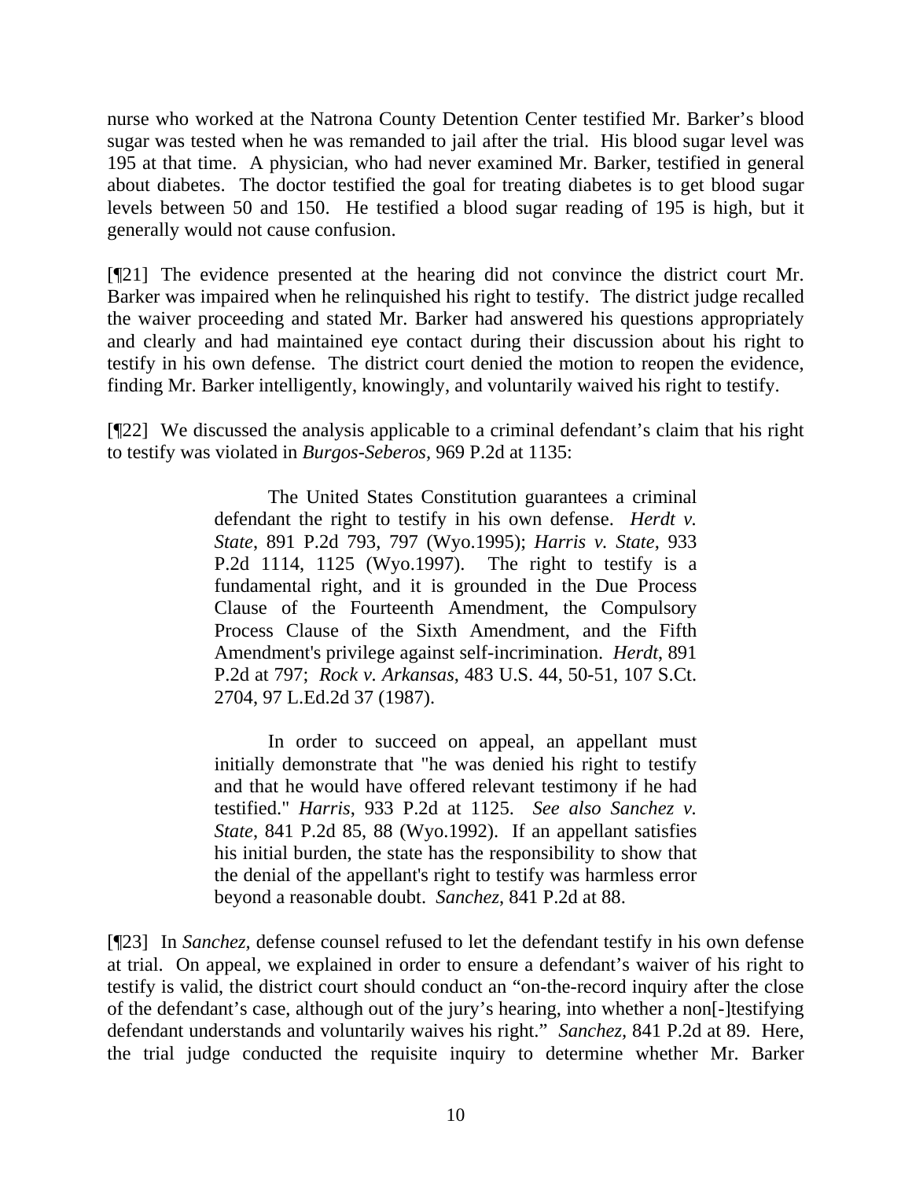nurse who worked at the Natrona County Detention Center testified Mr. Barker's blood sugar was tested when he was remanded to jail after the trial. His blood sugar level was 195 at that time. A physician, who had never examined Mr. Barker, testified in general about diabetes. The doctor testified the goal for treating diabetes is to get blood sugar levels between 50 and 150. He testified a blood sugar reading of 195 is high, but it generally would not cause confusion.

[¶21] The evidence presented at the hearing did not convince the district court Mr. Barker was impaired when he relinquished his right to testify. The district judge recalled the waiver proceeding and stated Mr. Barker had answered his questions appropriately and clearly and had maintained eye contact during their discussion about his right to testify in his own defense. The district court denied the motion to reopen the evidence, finding Mr. Barker intelligently, knowingly, and voluntarily waived his right to testify.

[¶22] We discussed the analysis applicable to a criminal defendant's claim that his right to testify was violated in *Burgos-Seberos*, 969 P.2d at 1135:

> The United States Constitution guarantees a criminal defendant the right to testify in his own defense. *Herdt v. State*, 891 P.2d 793, 797 (Wyo.1995); *Harris v. State*, 933 P.2d 1114, 1125 (Wyo.1997). The right to testify is a fundamental right, and it is grounded in the Due Process Clause of the Fourteenth Amendment, the Compulsory Process Clause of the Sixth Amendment, and the Fifth Amendment's privilege against self-incrimination. *Herdt*, 891 P.2d at 797; *Rock v. Arkansas*, 483 U.S. 44, 50-51, 107 S.Ct. 2704, 97 L.Ed.2d 37 (1987).
>
> In order to succeed on appeal, an appellant must initially demonstrate that "he was denied his right to testify and that he would have offered relevant testimony if he had testified." *Harris*, 933 P.2d at 1125. *See also Sanchez v. State*, 841 P.2d 85, 88 (Wyo.1992). If an appellant satisfies his initial burden, the state has the responsibility to show that the denial of the appellant's right to testify was harmless error beyond a reasonable doubt. *Sanchez*, 841 P.2d at 88.

[¶23] In *Sanchez,* defense counsel refused to let the defendant testify in his own defense at trial. On appeal, we explained in order to ensure a defendant's waiver of his right to testify is valid, the district court should conduct an "on-the-record inquiry after the close of the defendant's case, although out of the jury's hearing, into whether a non[-]testifying defendant understands and voluntarily waives his right." *Sanchez*, 841 P.2d at 89. Here, the trial judge conducted the requisite inquiry to determine whether Mr. Barker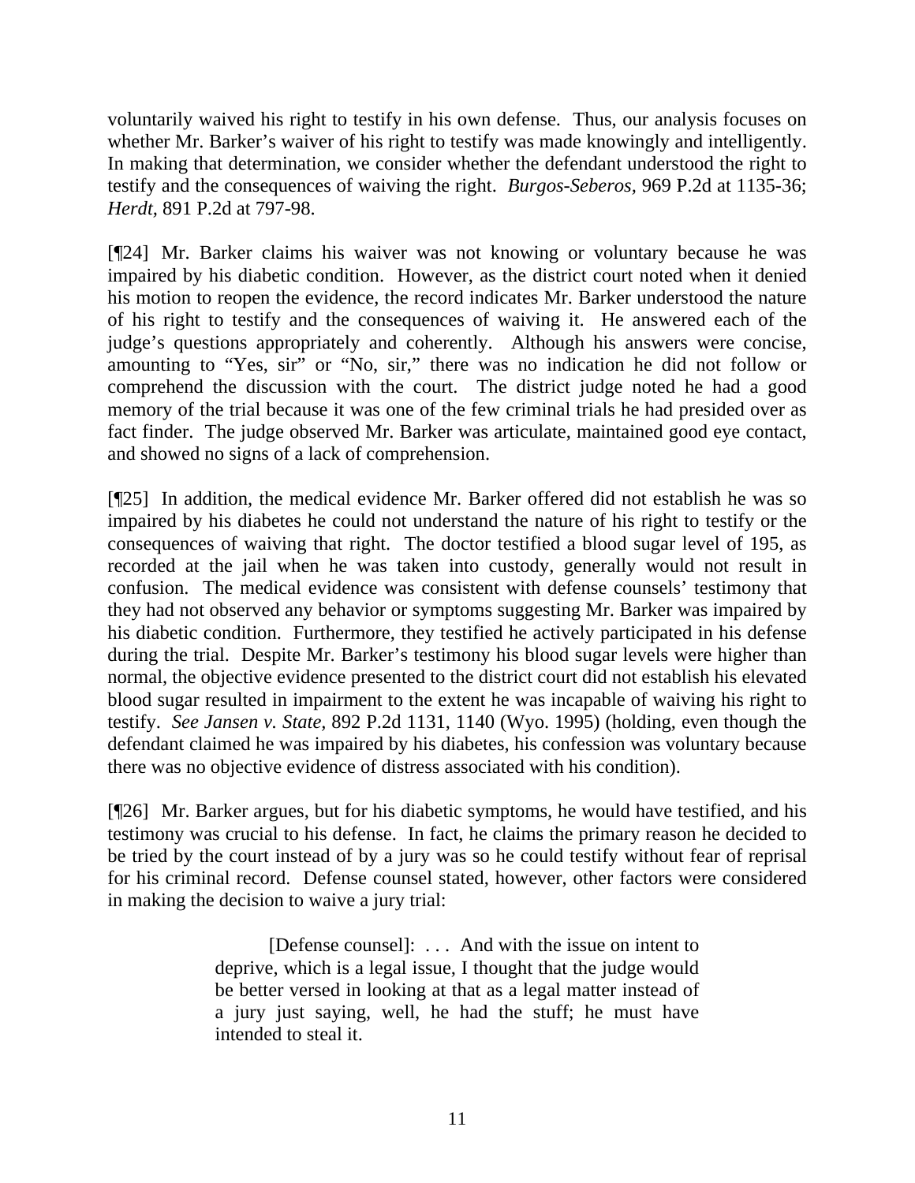voluntarily waived his right to testify in his own defense. Thus, our analysis focuses on whether Mr. Barker's waiver of his right to testify was made knowingly and intelligently. In making that determination, we consider whether the defendant understood the right to testify and the consequences of waiving the right. *Burgos-Seberos,* 969 P.2d at 1135-36; *Herdt,* 891 P.2d at 797-98.

[¶24] Mr. Barker claims his waiver was not knowing or voluntary because he was impaired by his diabetic condition. However, as the district court noted when it denied his motion to reopen the evidence, the record indicates Mr. Barker understood the nature of his right to testify and the consequences of waiving it. He answered each of the judge's questions appropriately and coherently. Although his answers were concise, amounting to "Yes, sir" or "No, sir," there was no indication he did not follow or comprehend the discussion with the court. The district judge noted he had a good memory of the trial because it was one of the few criminal trials he had presided over as fact finder. The judge observed Mr. Barker was articulate, maintained good eye contact, and showed no signs of a lack of comprehension.

[¶25] In addition, the medical evidence Mr. Barker offered did not establish he was so impaired by his diabetes he could not understand the nature of his right to testify or the consequences of waiving that right. The doctor testified a blood sugar level of 195, as recorded at the jail when he was taken into custody, generally would not result in confusion. The medical evidence was consistent with defense counsels' testimony that they had not observed any behavior or symptoms suggesting Mr. Barker was impaired by his diabetic condition. Furthermore, they testified he actively participated in his defense during the trial. Despite Mr. Barker's testimony his blood sugar levels were higher than normal, the objective evidence presented to the district court did not establish his elevated blood sugar resulted in impairment to the extent he was incapable of waiving his right to testify. *See Jansen v. State,* 892 P.2d 1131, 1140 (Wyo. 1995) (holding, even though the defendant claimed he was impaired by his diabetes, his confession was voluntary because there was no objective evidence of distress associated with his condition).

[¶26] Mr. Barker argues, but for his diabetic symptoms, he would have testified, and his testimony was crucial to his defense. In fact, he claims the primary reason he decided to be tried by the court instead of by a jury was so he could testify without fear of reprisal for his criminal record. Defense counsel stated, however, other factors were considered in making the decision to waive a jury trial:

> [Defense counsel]: . . . And with the issue on intent to deprive, which is a legal issue, I thought that the judge would be better versed in looking at that as a legal matter instead of a jury just saying, well, he had the stuff; he must have intended to steal it.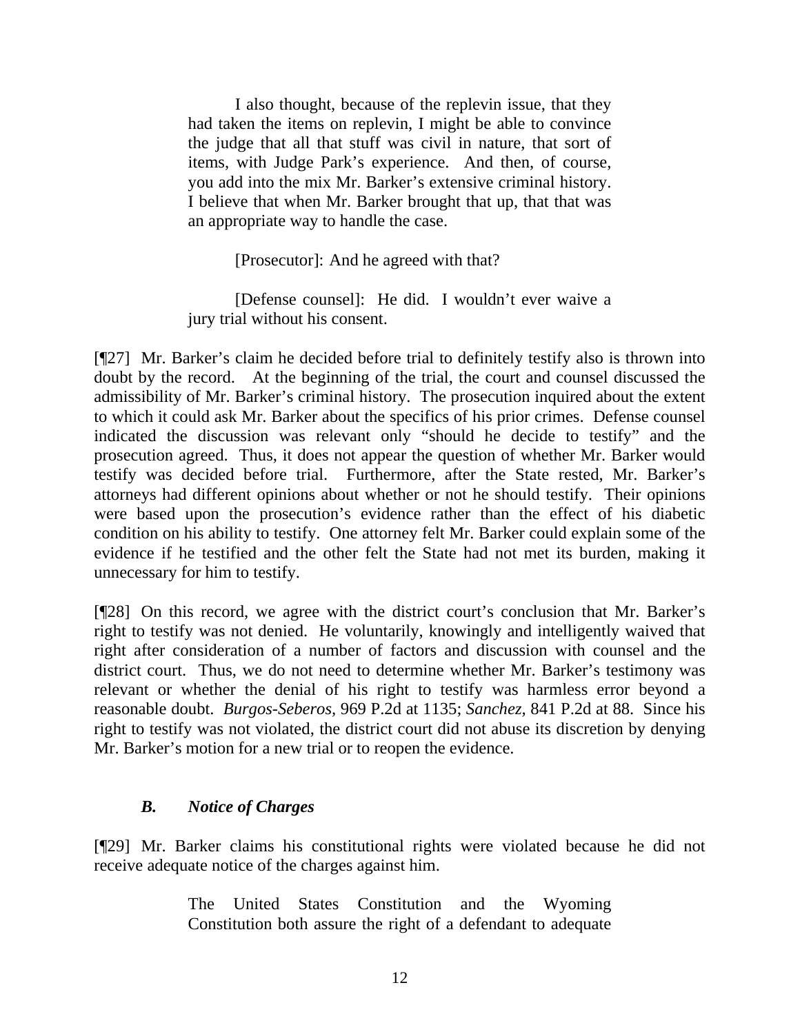> I also thought, because of the replevin issue, that they had taken the items on replevin, I might be able to convince the judge that all that stuff was civil in nature, that sort of items, with Judge Park's experience. And then, of course, you add into the mix Mr. Barker's extensive criminal history. I believe that when Mr. Barker brought that up, that that was an appropriate way to handle the case.
>
> [Prosecutor]: And he agreed with that?
>
> [Defense counsel]: He did. I wouldn't ever waive a jury trial without his consent.

[¶27] Mr. Barker's claim he decided before trial to definitely testify also is thrown into doubt by the record. At the beginning of the trial, the court and counsel discussed the admissibility of Mr. Barker's criminal history. The prosecution inquired about the extent to which it could ask Mr. Barker about the specifics of his prior crimes. Defense counsel indicated the discussion was relevant only "should he decide to testify" and the prosecution agreed. Thus, it does not appear the question of whether Mr. Barker would testify was decided before trial. Furthermore, after the State rested, Mr. Barker's attorneys had different opinions about whether or not he should testify. Their opinions were based upon the prosecution's evidence rather than the effect of his diabetic condition on his ability to testify. One attorney felt Mr. Barker could explain some of the evidence if he testified and the other felt the State had not met its burden, making it unnecessary for him to testify.

[¶28] On this record, we agree with the district court's conclusion that Mr. Barker's right to testify was not denied. He voluntarily, knowingly and intelligently waived that right after consideration of a number of factors and discussion with counsel and the district court. Thus, we do not need to determine whether Mr. Barker's testimony was relevant or whether the denial of his right to testify was harmless error beyond a reasonable doubt. *Burgos-Seberos*, 969 P.2d at 1135; *Sanchez*, 841 P.2d at 88. Since his right to testify was not violated, the district court did not abuse its discretion by denying Mr. Barker's motion for a new trial or to reopen the evidence.

### *B. Notice of Charges*

[¶29] Mr. Barker claims his constitutional rights were violated because he did not receive adequate notice of the charges against him.

> The United States Constitution and the Wyoming Constitution both assure the right of a defendant to adequate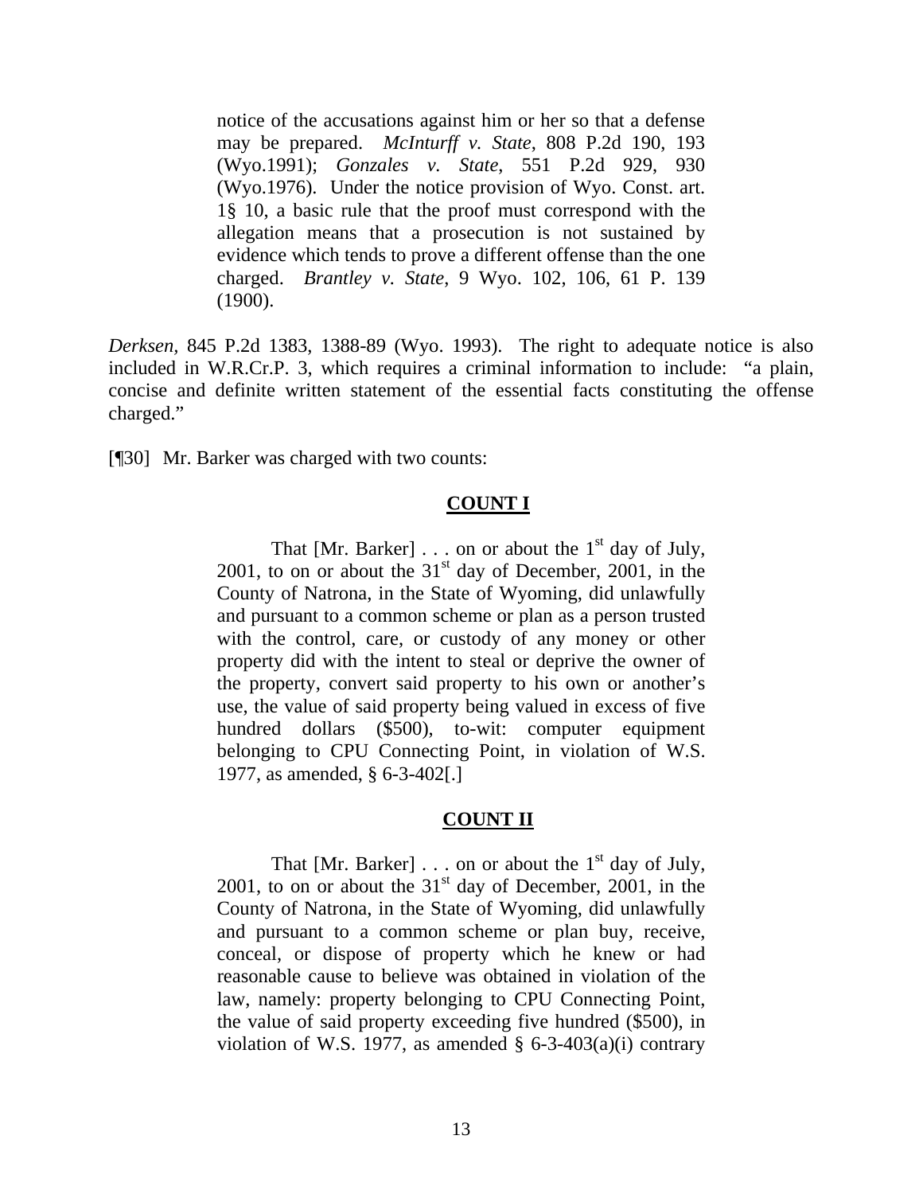> notice of the accusations against him or her so that a defense may be prepared. *McInturff v. State*, 808 P.2d 190, 193 (Wyo.1991); *Gonzales v. State*, 551 P.2d 929, 930 (Wyo.1976). Under the notice provision of Wyo. Const. art. 1§ 10, a basic rule that the proof must correspond with the allegation means that a prosecution is not sustained by evidence which tends to prove a different offense than the one charged. *Brantley v. State*, 9 Wyo. 102, 106, 61 P. 139 (1900).

*Derksen*, 845 P.2d 1383, 1388-89 (Wyo. 1993). The right to adequate notice is also included in W.R.Cr.P. 3, which requires a criminal information to include: "a plain, concise and definite written statement of the essential facts constituting the offense charged."

[¶30] Mr. Barker was charged with two counts:

> **COUNT I**
>
> That [Mr. Barker] . . . on or about the 1st day of July, 2001, to on or about the 31st day of December, 2001, in the County of Natrona, in the State of Wyoming, did unlawfully and pursuant to a common scheme or plan as a person trusted with the control, care, or custody of any money or other property did with the intent to steal or deprive the owner of the property, convert said property to his own or another's use, the value of said property being valued in excess of five hundred dollars ($500), to-wit: computer equipment belonging to CPU Connecting Point, in violation of W.S. 1977, as amended, § 6-3-402[.]
>
> **COUNT II**
>
> That [Mr. Barker] . . . on or about the 1st day of July, 2001, to on or about the 31st day of December, 2001, in the County of Natrona, in the State of Wyoming, did unlawfully and pursuant to a common scheme or plan buy, receive, conceal, or dispose of property which he knew or had reasonable cause to believe was obtained in violation of the law, namely: property belonging to CPU Connecting Point, the value of said property exceeding five hundred ($500), in violation of W.S. 1977, as amended § 6-3-403(a)(i) contrary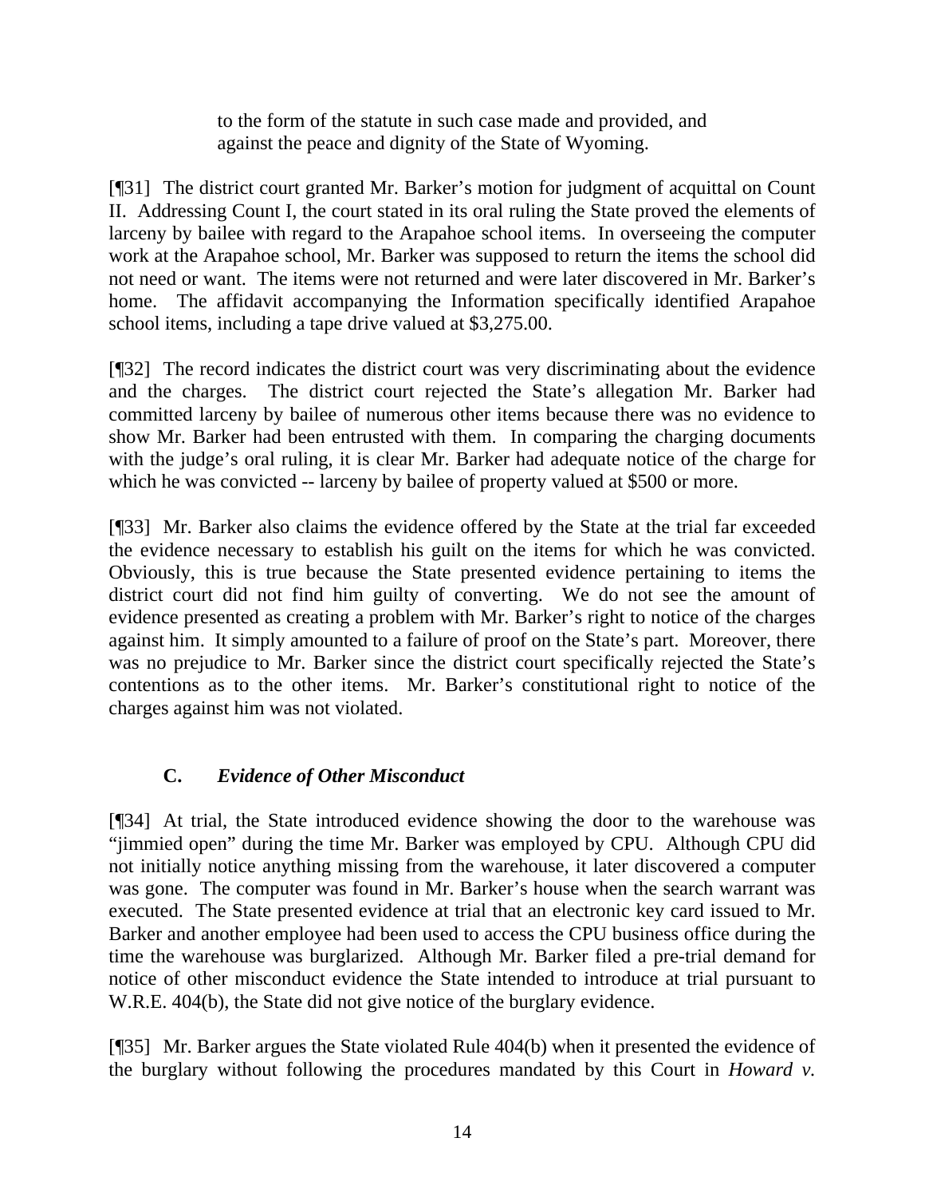to the form of the statute in such case made and provided, and against the peace and dignity of the State of Wyoming.

[¶31] The district court granted Mr. Barker's motion for judgment of acquittal on Count II. Addressing Count I, the court stated in its oral ruling the State proved the elements of larceny by bailee with regard to the Arapahoe school items. In overseeing the computer work at the Arapahoe school, Mr. Barker was supposed to return the items the school did not need or want. The items were not returned and were later discovered in Mr. Barker's home. The affidavit accompanying the Information specifically identified Arapahoe school items, including a tape drive valued at $3,275.00.

[¶32] The record indicates the district court was very discriminating about the evidence and the charges. The district court rejected the State's allegation Mr. Barker had committed larceny by bailee of numerous other items because there was no evidence to show Mr. Barker had been entrusted with them. In comparing the charging documents with the judge's oral ruling, it is clear Mr. Barker had adequate notice of the charge for which he was convicted -- larceny by bailee of property valued at $500 or more.

[¶33] Mr. Barker also claims the evidence offered by the State at the trial far exceeded the evidence necessary to establish his guilt on the items for which he was convicted. Obviously, this is true because the State presented evidence pertaining to items the district court did not find him guilty of converting. We do not see the amount of evidence presented as creating a problem with Mr. Barker's right to notice of the charges against him. It simply amounted to a failure of proof on the State's part. Moreover, there was no prejudice to Mr. Barker since the district court specifically rejected the State's contentions as to the other items. Mr. Barker's constitutional right to notice of the charges against him was not violated.

### C. *Evidence of Other Misconduct*

[¶34] At trial, the State introduced evidence showing the door to the warehouse was "jimmied open" during the time Mr. Barker was employed by CPU. Although CPU did not initially notice anything missing from the warehouse, it later discovered a computer was gone. The computer was found in Mr. Barker's house when the search warrant was executed. The State presented evidence at trial that an electronic key card issued to Mr. Barker and another employee had been used to access the CPU business office during the time the warehouse was burglarized. Although Mr. Barker filed a pre-trial demand for notice of other misconduct evidence the State intended to introduce at trial pursuant to W.R.E. 404(b), the State did not give notice of the burglary evidence.

[¶35] Mr. Barker argues the State violated Rule 404(b) when it presented the evidence of the burglary without following the procedures mandated by this Court in *Howard v.*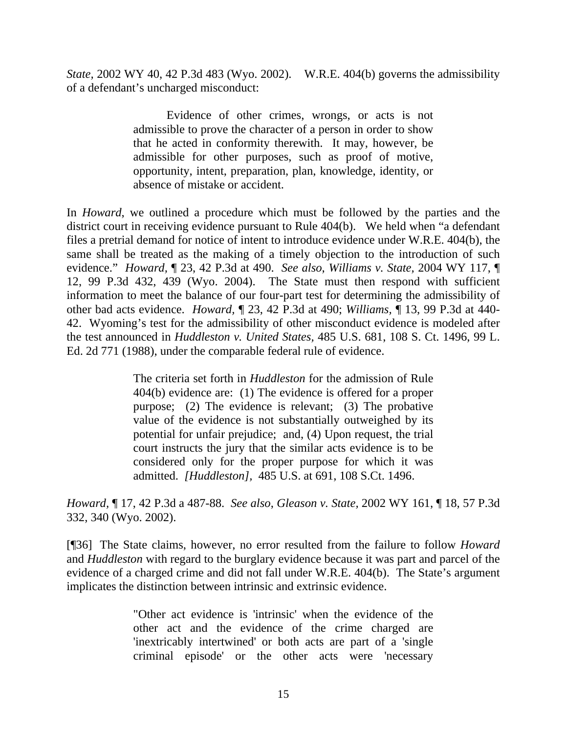*State,* 2002 WY 40, 42 P.3d 483 (Wyo. 2002). W.R.E. 404(b) governs the admissibility of a defendant's uncharged misconduct:

> Evidence of other crimes, wrongs, or acts is not admissible to prove the character of a person in order to show that he acted in conformity therewith. It may, however, be admissible for other purposes, such as proof of motive, opportunity, intent, preparation, plan, knowledge, identity, or absence of mistake or accident.

In *Howard*, we outlined a procedure which must be followed by the parties and the district court in receiving evidence pursuant to Rule 404(b). We held when "a defendant files a pretrial demand for notice of intent to introduce evidence under W.R.E. 404(b), the same shall be treated as the making of a timely objection to the introduction of such evidence." *Howard,* ¶ 23, 42 P.3d at 490. *See also*, *Williams v. State*, 2004 WY 117, ¶ 12, 99 P.3d 432, 439 (Wyo. 2004). The State must then respond with sufficient information to meet the balance of our four-part test for determining the admissibility of other bad acts evidence. *Howard,* ¶ 23, 42 P.3d at 490; *Williams,* ¶ 13, 99 P.3d at 440-42. Wyoming's test for the admissibility of other misconduct evidence is modeled after the test announced in *Huddleston v. United States,* 485 U.S. 681, 108 S. Ct. 1496, 99 L. Ed. 2d 771 (1988), under the comparable federal rule of evidence.

> The criteria set forth in *Huddleston* for the admission of Rule 404(b) evidence are: (1) The evidence is offered for a proper purpose; (2) The evidence is relevant; (3) The probative value of the evidence is not substantially outweighed by its potential for unfair prejudice; and, (4) Upon request, the trial court instructs the jury that the similar acts evidence is to be considered only for the proper purpose for which it was admitted. *[Huddleston],* 485 U.S. at 691, 108 S.Ct. 1496.

*Howard,* ¶ 17, 42 P.3d a 487-88. *See also*, *Gleason v. State,* 2002 WY 161, ¶ 18, 57 P.3d 332, 340 (Wyo. 2002).

[¶36] The State claims, however, no error resulted from the failure to follow *Howard* and *Huddleston* with regard to the burglary evidence because it was part and parcel of the evidence of a charged crime and did not fall under W.R.E. 404(b). The State's argument implicates the distinction between intrinsic and extrinsic evidence.

> "Other act evidence is 'intrinsic' when the evidence of the other act and the evidence of the crime charged are 'inextricably intertwined' or both acts are part of a 'single criminal episode' or the other acts were 'necessary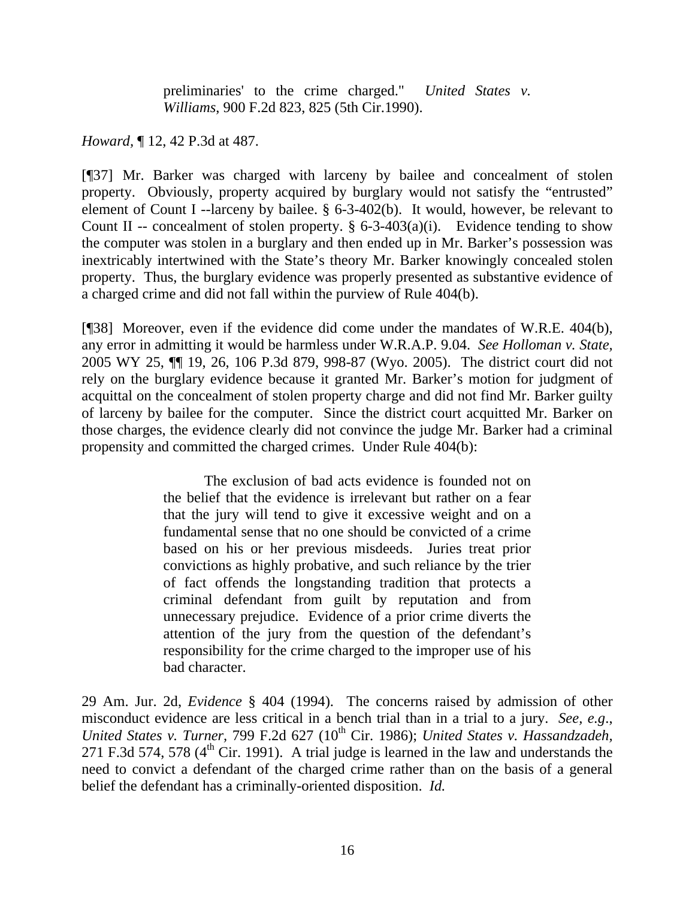> preliminaries' to the crime charged." *United States v. Williams*, 900 F.2d 823, 825 (5th Cir.1990).

*Howard,* ¶ 12, 42 P.3d at 487.

[¶37] Mr. Barker was charged with larceny by bailee and concealment of stolen property. Obviously, property acquired by burglary would not satisfy the "entrusted" element of Count I --larceny by bailee. § 6-3-402(b). It would, however, be relevant to Count II -- concealment of stolen property. § 6-3-403(a)(i). Evidence tending to show the computer was stolen in a burglary and then ended up in Mr. Barker's possession was inextricably intertwined with the State's theory Mr. Barker knowingly concealed stolen property. Thus, the burglary evidence was properly presented as substantive evidence of a charged crime and did not fall within the purview of Rule 404(b).

[¶38] Moreover, even if the evidence did come under the mandates of W.R.E. 404(b), any error in admitting it would be harmless under W.R.A.P. 9.04. *See Holloman v. State,* 2005 WY 25, ¶¶ 19, 26, 106 P.3d 879, 998-87 (Wyo. 2005). The district court did not rely on the burglary evidence because it granted Mr. Barker's motion for judgment of acquittal on the concealment of stolen property charge and did not find Mr. Barker guilty of larceny by bailee for the computer. Since the district court acquitted Mr. Barker on those charges, the evidence clearly did not convince the judge Mr. Barker had a criminal propensity and committed the charged crimes. Under Rule 404(b):

> The exclusion of bad acts evidence is founded not on the belief that the evidence is irrelevant but rather on a fear that the jury will tend to give it excessive weight and on a fundamental sense that no one should be convicted of a crime based on his or her previous misdeeds. Juries treat prior convictions as highly probative, and such reliance by the trier of fact offends the longstanding tradition that protects a criminal defendant from guilt by reputation and from unnecessary prejudice. Evidence of a prior crime diverts the attention of the jury from the question of the defendant's responsibility for the crime charged to the improper use of his bad character.

29 Am. Jur. 2d, *Evidence* § 404 (1994). The concerns raised by admission of other misconduct evidence are less critical in a bench trial than in a trial to a jury. *See, e.g*., *United States v. Turner,* 799 F.2d 627 (10th Cir. 1986); *United States v. Hassandzadeh,* 271 F.3d 574, 578 (4th Cir. 1991). A trial judge is learned in the law and understands the need to convict a defendant of the charged crime rather than on the basis of a general belief the defendant has a criminally-oriented disposition. *Id.*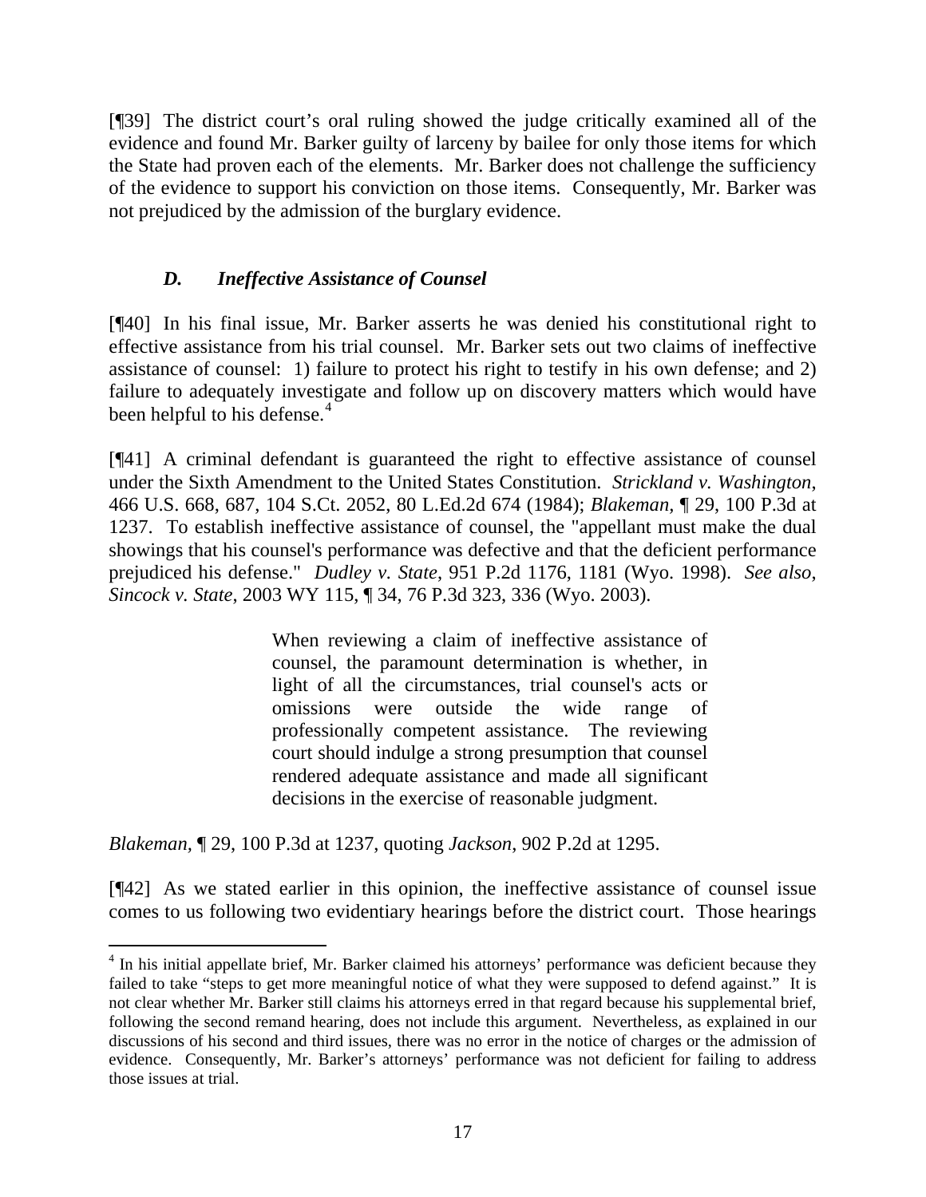[¶39] The district court's oral ruling showed the judge critically examined all of the evidence and found Mr. Barker guilty of larceny by bailee for only those items for which the State had proven each of the elements. Mr. Barker does not challenge the sufficiency of the evidence to support his conviction on those items. Consequently, Mr. Barker was not prejudiced by the admission of the burglary evidence.

### *D. Ineffective Assistance of Counsel*

[¶40] In his final issue, Mr. Barker asserts he was denied his constitutional right to effective assistance from his trial counsel. Mr. Barker sets out two claims of ineffective assistance of counsel: 1) failure to protect his right to testify in his own defense; and 2) failure to adequately investigate and follow up on discovery matters which would have been helpful to his defense.[4]

[¶41] A criminal defendant is guaranteed the right to effective assistance of counsel under the Sixth Amendment to the United States Constitution. *Strickland v. Washington*, 466 U.S. 668, 687, 104 S.Ct. 2052, 80 L.Ed.2d 674 (1984); *Blakeman*, ¶ 29, 100 P.3d at 1237. To establish ineffective assistance of counsel, the "appellant must make the dual showings that his counsel's performance was defective and that the deficient performance prejudiced his defense." *Dudley v. State*, 951 P.2d 1176, 1181 (Wyo. 1998). *See also, Sincock v. State*, 2003 WY 115, ¶ 34, 76 P.3d 323, 336 (Wyo. 2003).

> When reviewing a claim of ineffective assistance of counsel, the paramount determination is whether, in light of all the circumstances, trial counsel's acts or omissions were outside the wide range of professionally competent assistance. The reviewing court should indulge a strong presumption that counsel rendered adequate assistance and made all significant decisions in the exercise of reasonable judgment.

*Blakeman*, ¶ 29, 100 P.3d at 1237, quoting *Jackson*, 902 P.2d at 1295.

[¶42] As we stated earlier in this opinion, the ineffective assistance of counsel issue comes to us following two evidentiary hearings before the district court. Those hearings

---

[4] In his initial appellate brief, Mr. Barker claimed his attorneys' performance was deficient because they failed to take "steps to get more meaningful notice of what they were supposed to defend against." It is not clear whether Mr. Barker still claims his attorneys erred in that regard because his supplemental brief, following the second remand hearing, does not include this argument. Nevertheless, as explained in our discussions of his second and third issues, there was no error in the notice of charges or the admission of evidence. Consequently, Mr. Barker's attorneys' performance was not deficient for failing to address those issues at trial.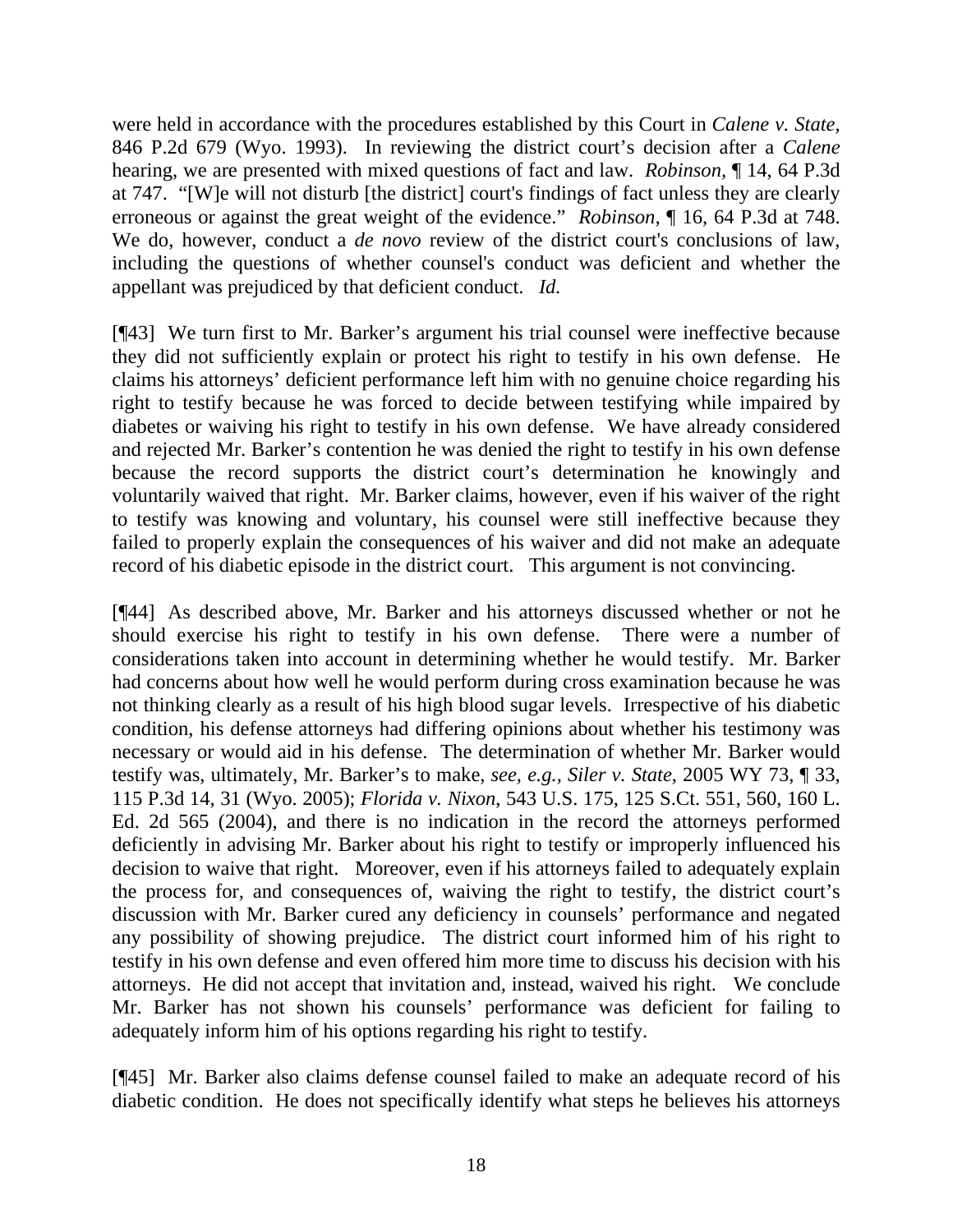were held in accordance with the procedures established by this Court in *Calene v. State,* 846 P.2d 679 (Wyo. 1993). In reviewing the district court's decision after a *Calene* hearing, we are presented with mixed questions of fact and law. *Robinson,* ¶ 14, 64 P.3d at 747. "[W]e will not disturb [the district] court's findings of fact unless they are clearly erroneous or against the great weight of the evidence." *Robinson,* ¶ 16, 64 P.3d at 748. We do, however, conduct a *de novo* review of the district court's conclusions of law, including the questions of whether counsel's conduct was deficient and whether the appellant was prejudiced by that deficient conduct. *Id.*

[¶43] We turn first to Mr. Barker's argument his trial counsel were ineffective because they did not sufficiently explain or protect his right to testify in his own defense. He claims his attorneys' deficient performance left him with no genuine choice regarding his right to testify because he was forced to decide between testifying while impaired by diabetes or waiving his right to testify in his own defense. We have already considered and rejected Mr. Barker's contention he was denied the right to testify in his own defense because the record supports the district court's determination he knowingly and voluntarily waived that right. Mr. Barker claims, however, even if his waiver of the right to testify was knowing and voluntary, his counsel were still ineffective because they failed to properly explain the consequences of his waiver and did not make an adequate record of his diabetic episode in the district court. This argument is not convincing.

[¶44] As described above, Mr. Barker and his attorneys discussed whether or not he should exercise his right to testify in his own defense. There were a number of considerations taken into account in determining whether he would testify. Mr. Barker had concerns about how well he would perform during cross examination because he was not thinking clearly as a result of his high blood sugar levels. Irrespective of his diabetic condition, his defense attorneys had differing opinions about whether his testimony was necessary or would aid in his defense. The determination of whether Mr. Barker would testify was, ultimately, Mr. Barker's to make, *see, e.g., Siler v. State*, 2005 WY 73, ¶ 33, 115 P.3d 14, 31 (Wyo. 2005); *Florida v. Nixon*, 543 U.S. 175, 125 S.Ct. 551, 560, 160 L. Ed. 2d 565 (2004), and there is no indication in the record the attorneys performed deficiently in advising Mr. Barker about his right to testify or improperly influenced his decision to waive that right. Moreover, even if his attorneys failed to adequately explain the process for, and consequences of, waiving the right to testify, the district court's discussion with Mr. Barker cured any deficiency in counsels' performance and negated any possibility of showing prejudice. The district court informed him of his right to testify in his own defense and even offered him more time to discuss his decision with his attorneys. He did not accept that invitation and, instead, waived his right. We conclude Mr. Barker has not shown his counsels' performance was deficient for failing to adequately inform him of his options regarding his right to testify.

[¶45] Mr. Barker also claims defense counsel failed to make an adequate record of his diabetic condition. He does not specifically identify what steps he believes his attorneys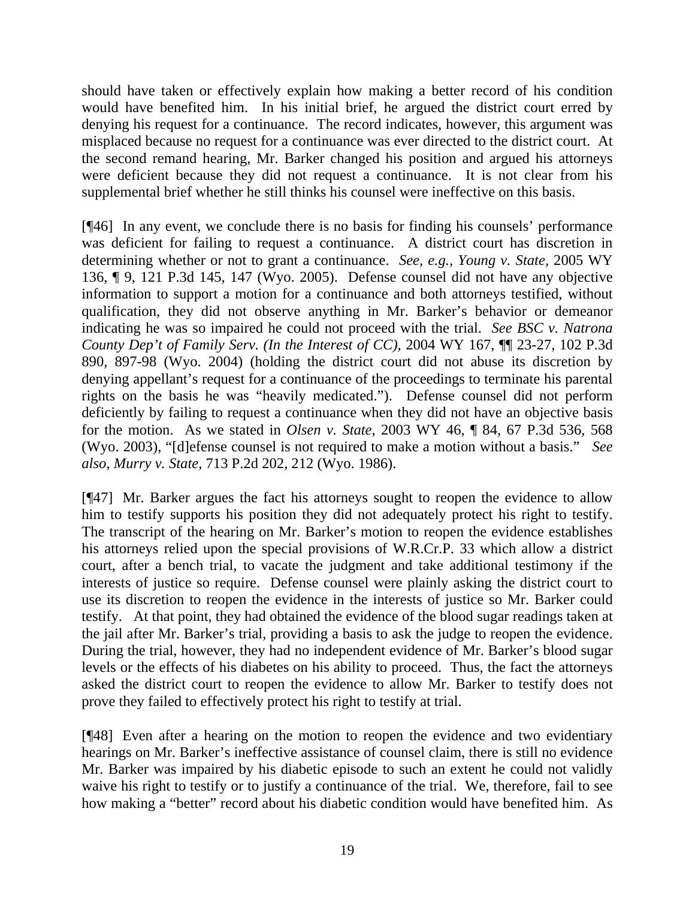should have taken or effectively explain how making a better record of his condition would have benefited him. In his initial brief, he argued the district court erred by denying his request for a continuance. The record indicates, however, this argument was misplaced because no request for a continuance was ever directed to the district court. At the second remand hearing, Mr. Barker changed his position and argued his attorneys were deficient because they did not request a continuance. It is not clear from his supplemental brief whether he still thinks his counsel were ineffective on this basis.

[¶46] In any event, we conclude there is no basis for finding his counsels' performance was deficient for failing to request a continuance. A district court has discretion in determining whether or not to grant a continuance. *See, e.g., Young v. State*, 2005 WY 136, ¶ 9, 121 P.3d 145, 147 (Wyo. 2005). Defense counsel did not have any objective information to support a motion for a continuance and both attorneys testified, without qualification, they did not observe anything in Mr. Barker's behavior or demeanor indicating he was so impaired he could not proceed with the trial. *See BSC v. Natrona County Dep't of Family Serv. (In the Interest of CC)*, 2004 WY 167, ¶¶ 23-27, 102 P.3d 890, 897-98 (Wyo. 2004) (holding the district court did not abuse its discretion by denying appellant's request for a continuance of the proceedings to terminate his parental rights on the basis he was "heavily medicated."). Defense counsel did not perform deficiently by failing to request a continuance when they did not have an objective basis for the motion. As we stated in *Olsen v. State*, 2003 WY 46, ¶ 84, 67 P.3d 536, 568 (Wyo. 2003), "[d]efense counsel is not required to make a motion without a basis." *See also*, *Murry v. State*, 713 P.2d 202, 212 (Wyo. 1986).

[¶47] Mr. Barker argues the fact his attorneys sought to reopen the evidence to allow him to testify supports his position they did not adequately protect his right to testify. The transcript of the hearing on Mr. Barker's motion to reopen the evidence establishes his attorneys relied upon the special provisions of W.R.Cr.P. 33 which allow a district court, after a bench trial, to vacate the judgment and take additional testimony if the interests of justice so require. Defense counsel were plainly asking the district court to use its discretion to reopen the evidence in the interests of justice so Mr. Barker could testify. At that point, they had obtained the evidence of the blood sugar readings taken at the jail after Mr. Barker's trial, providing a basis to ask the judge to reopen the evidence. During the trial, however, they had no independent evidence of Mr. Barker's blood sugar levels or the effects of his diabetes on his ability to proceed. Thus, the fact the attorneys asked the district court to reopen the evidence to allow Mr. Barker to testify does not prove they failed to effectively protect his right to testify at trial.

[¶48] Even after a hearing on the motion to reopen the evidence and two evidentiary hearings on Mr. Barker's ineffective assistance of counsel claim, there is still no evidence Mr. Barker was impaired by his diabetic episode to such an extent he could not validly waive his right to testify or to justify a continuance of the trial. We, therefore, fail to see how making a "better" record about his diabetic condition would have benefited him. As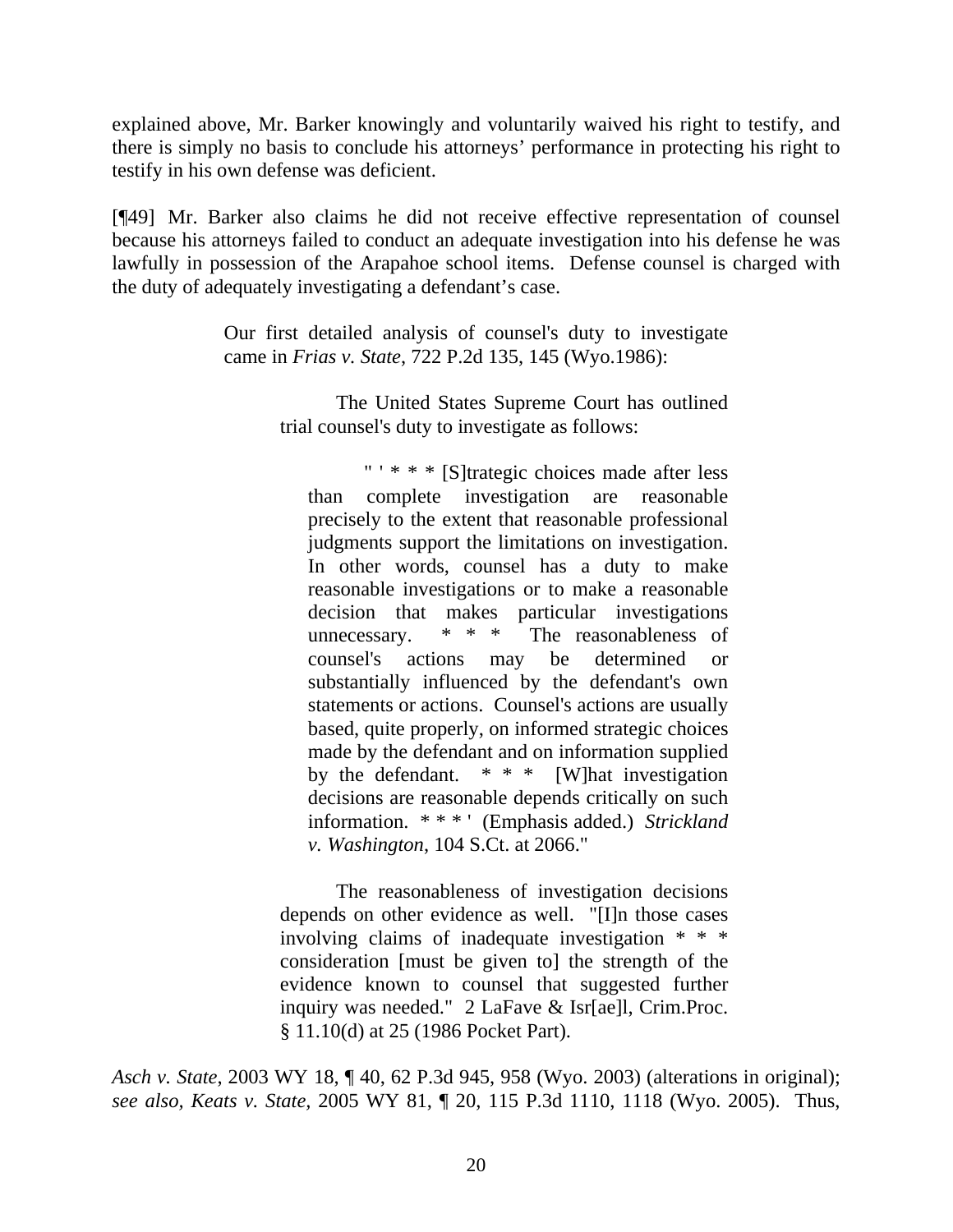explained above, Mr. Barker knowingly and voluntarily waived his right to testify, and there is simply no basis to conclude his attorneys' performance in protecting his right to testify in his own defense was deficient.

[¶49] Mr. Barker also claims he did not receive effective representation of counsel because his attorneys failed to conduct an adequate investigation into his defense he was lawfully in possession of the Arapahoe school items. Defense counsel is charged with the duty of adequately investigating a defendant's case.

> Our first detailed analysis of counsel's duty to investigate came in *Frias v. State*, 722 P.2d 135, 145 (Wyo.1986):
>
>> The United States Supreme Court has outlined trial counsel's duty to investigate as follows:
>>
>>> " ' * * * [S]trategic choices made after less than complete investigation are reasonable precisely to the extent that reasonable professional judgments support the limitations on investigation. In other words, counsel has a duty to make reasonable investigations or to make a reasonable decision that makes particular investigations unnecessary. * * * The reasonableness of counsel's actions may be determined or substantially influenced by the defendant's own statements or actions. Counsel's actions are usually based, quite properly, on informed strategic choices made by the defendant and on information supplied by the defendant. * * * [W]hat investigation decisions are reasonable depends critically on such information. * * * ' (Emphasis added.) *Strickland v. Washington*, 104 S.Ct. at 2066."
>>
>> The reasonableness of investigation decisions depends on other evidence as well. "[I]n those cases involving claims of inadequate investigation * * * consideration [must be given to] the strength of the evidence known to counsel that suggested further inquiry was needed." 2 LaFave & Isr[ae]l, Crim.Proc. § 11.10(d) at 25 (1986 Pocket Part).

*Asch v. State*, 2003 WY 18, ¶ 40, 62 P.3d 945, 958 (Wyo. 2003) (alterations in original); *see also, Keats v. State,* 2005 WY 81, ¶ 20, 115 P.3d 1110, 1118 (Wyo. 2005). Thus,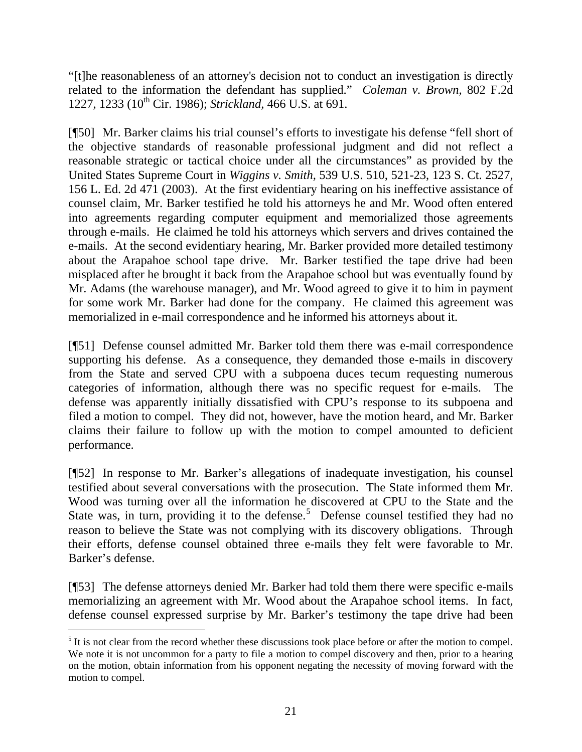"[t]he reasonableness of an attorney's decision not to conduct an investigation is directly related to the information the defendant has supplied." *Coleman v. Brown,* 802 F.2d 1227, 1233 (10th Cir. 1986); *Strickland,* 466 U.S. at 691.

[¶50] Mr. Barker claims his trial counsel's efforts to investigate his defense "fell short of the objective standards of reasonable professional judgment and did not reflect a reasonable strategic or tactical choice under all the circumstances" as provided by the United States Supreme Court in *Wiggins v. Smith,* 539 U.S. 510, 521-23, 123 S. Ct. 2527, 156 L. Ed. 2d 471 (2003). At the first evidentiary hearing on his ineffective assistance of counsel claim, Mr. Barker testified he told his attorneys he and Mr. Wood often entered into agreements regarding computer equipment and memorialized those agreements through e-mails. He claimed he told his attorneys which servers and drives contained the e-mails. At the second evidentiary hearing, Mr. Barker provided more detailed testimony about the Arapahoe school tape drive. Mr. Barker testified the tape drive had been misplaced after he brought it back from the Arapahoe school but was eventually found by Mr. Adams (the warehouse manager), and Mr. Wood agreed to give it to him in payment for some work Mr. Barker had done for the company. He claimed this agreement was memorialized in e-mail correspondence and he informed his attorneys about it.

[¶51] Defense counsel admitted Mr. Barker told them there was e-mail correspondence supporting his defense. As a consequence, they demanded those e-mails in discovery from the State and served CPU with a subpoena duces tecum requesting numerous categories of information, although there was no specific request for e-mails. The defense was apparently initially dissatisfied with CPU's response to its subpoena and filed a motion to compel. They did not, however, have the motion heard, and Mr. Barker claims their failure to follow up with the motion to compel amounted to deficient performance.

[¶52] In response to Mr. Barker's allegations of inadequate investigation, his counsel testified about several conversations with the prosecution. The State informed them Mr. Wood was turning over all the information he discovered at CPU to the State and the State was, in turn, providing it to the defense.[5] Defense counsel testified they had no reason to believe the State was not complying with its discovery obligations. Through their efforts, defense counsel obtained three e-mails they felt were favorable to Mr. Barker's defense.

[¶53] The defense attorneys denied Mr. Barker had told them there were specific e-mails memorializing an agreement with Mr. Wood about the Arapahoe school items. In fact, defense counsel expressed surprise by Mr. Barker's testimony the tape drive had been

---

[5] It is not clear from the record whether these discussions took place before or after the motion to compel. We note it is not uncommon for a party to file a motion to compel discovery and then, prior to a hearing on the motion, obtain information from his opponent negating the necessity of moving forward with the motion to compel.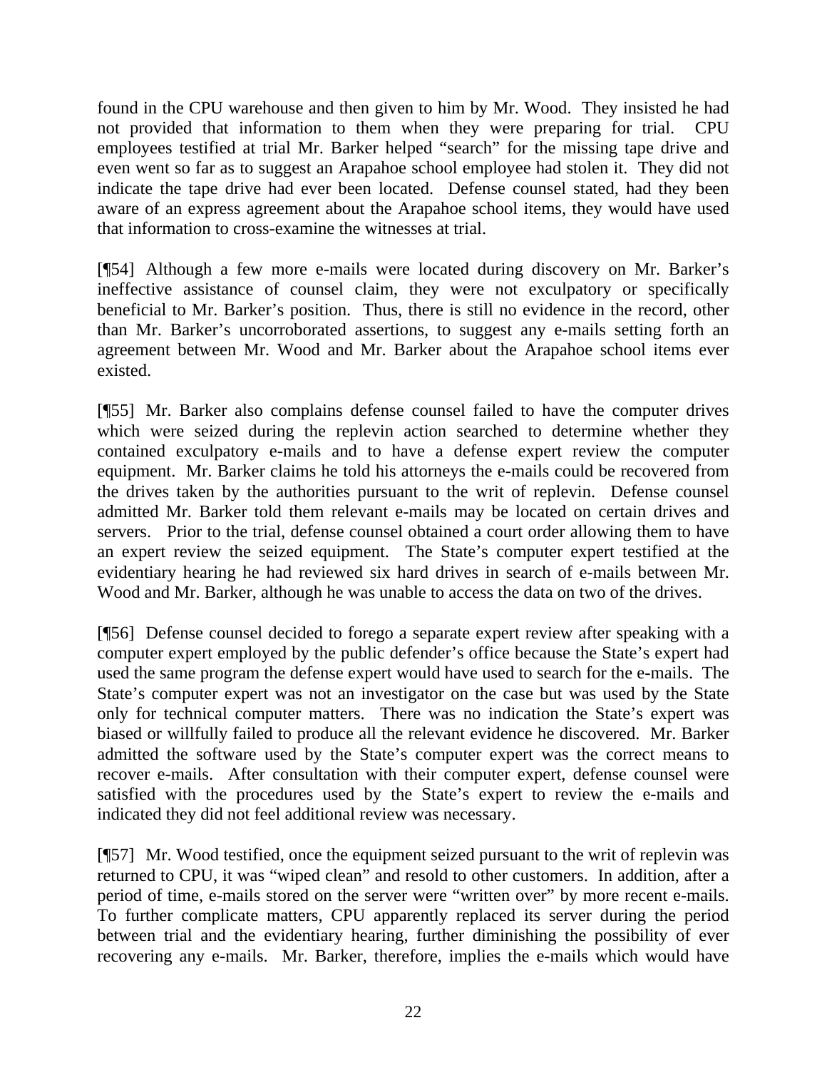found in the CPU warehouse and then given to him by Mr. Wood. They insisted he had not provided that information to them when they were preparing for trial. CPU employees testified at trial Mr. Barker helped "search" for the missing tape drive and even went so far as to suggest an Arapahoe school employee had stolen it. They did not indicate the tape drive had ever been located. Defense counsel stated, had they been aware of an express agreement about the Arapahoe school items, they would have used that information to cross-examine the witnesses at trial.

[¶54] Although a few more e-mails were located during discovery on Mr. Barker's ineffective assistance of counsel claim, they were not exculpatory or specifically beneficial to Mr. Barker's position. Thus, there is still no evidence in the record, other than Mr. Barker's uncorroborated assertions, to suggest any e-mails setting forth an agreement between Mr. Wood and Mr. Barker about the Arapahoe school items ever existed.

[¶55] Mr. Barker also complains defense counsel failed to have the computer drives which were seized during the replevin action searched to determine whether they contained exculpatory e-mails and to have a defense expert review the computer equipment. Mr. Barker claims he told his attorneys the e-mails could be recovered from the drives taken by the authorities pursuant to the writ of replevin. Defense counsel admitted Mr. Barker told them relevant e-mails may be located on certain drives and servers. Prior to the trial, defense counsel obtained a court order allowing them to have an expert review the seized equipment. The State's computer expert testified at the evidentiary hearing he had reviewed six hard drives in search of e-mails between Mr. Wood and Mr. Barker, although he was unable to access the data on two of the drives.

[¶56] Defense counsel decided to forego a separate expert review after speaking with a computer expert employed by the public defender's office because the State's expert had used the same program the defense expert would have used to search for the e-mails. The State's computer expert was not an investigator on the case but was used by the State only for technical computer matters. There was no indication the State's expert was biased or willfully failed to produce all the relevant evidence he discovered. Mr. Barker admitted the software used by the State's computer expert was the correct means to recover e-mails. After consultation with their computer expert, defense counsel were satisfied with the procedures used by the State's expert to review the e-mails and indicated they did not feel additional review was necessary.

[¶57] Mr. Wood testified, once the equipment seized pursuant to the writ of replevin was returned to CPU, it was "wiped clean" and resold to other customers. In addition, after a period of time, e-mails stored on the server were "written over" by more recent e-mails. To further complicate matters, CPU apparently replaced its server during the period between trial and the evidentiary hearing, further diminishing the possibility of ever recovering any e-mails. Mr. Barker, therefore, implies the e-mails which would have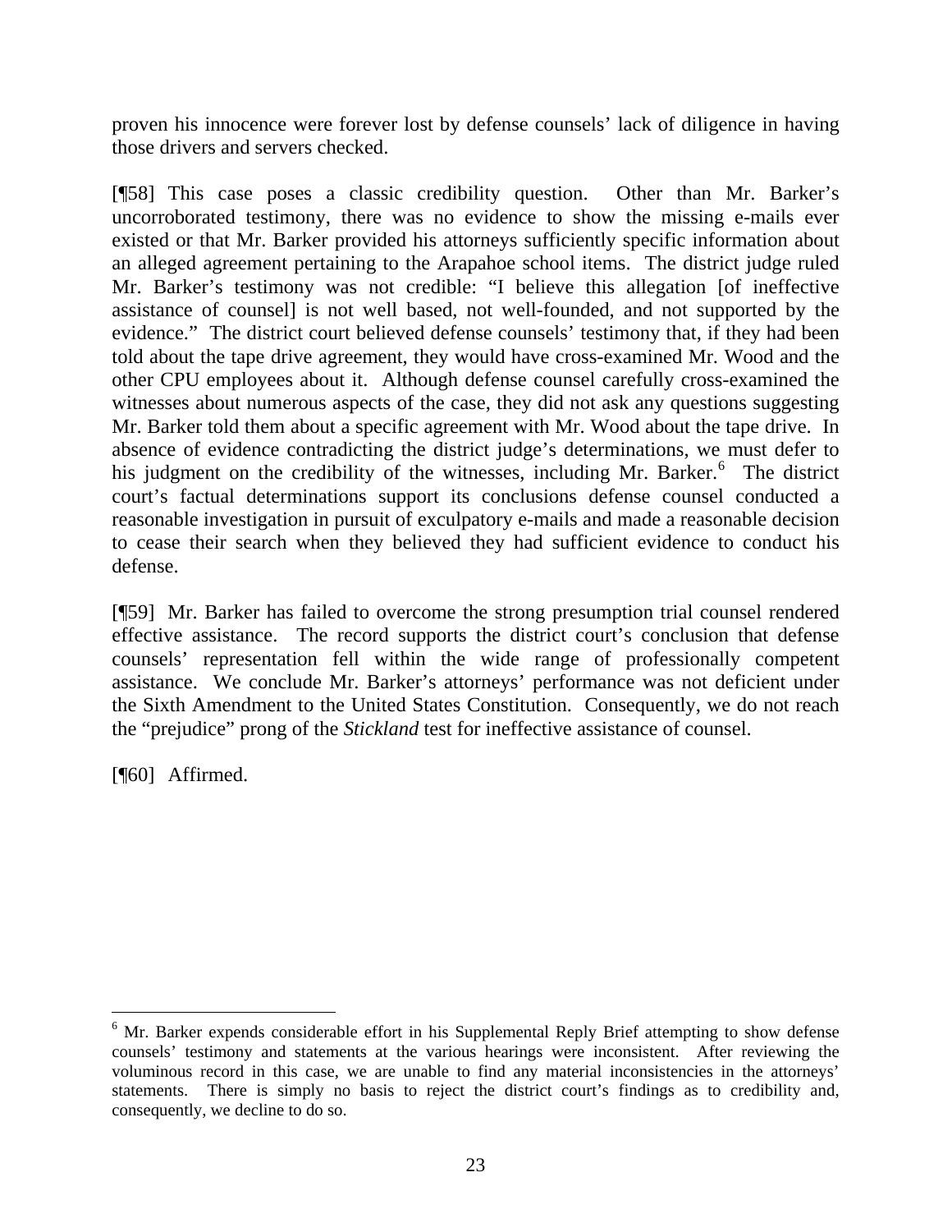proven his innocence were forever lost by defense counsels' lack of diligence in having those drivers and servers checked.

[¶58] This case poses a classic credibility question. Other than Mr. Barker's uncorroborated testimony, there was no evidence to show the missing e-mails ever existed or that Mr. Barker provided his attorneys sufficiently specific information about an alleged agreement pertaining to the Arapahoe school items. The district judge ruled Mr. Barker's testimony was not credible: "I believe this allegation [of ineffective assistance of counsel] is not well based, not well-founded, and not supported by the evidence." The district court believed defense counsels' testimony that, if they had been told about the tape drive agreement, they would have cross-examined Mr. Wood and the other CPU employees about it. Although defense counsel carefully cross-examined the witnesses about numerous aspects of the case, they did not ask any questions suggesting Mr. Barker told them about a specific agreement with Mr. Wood about the tape drive. In absence of evidence contradicting the district judge's determinations, we must defer to his judgment on the credibility of the witnesses, including Mr. Barker.[6] The district court's factual determinations support its conclusions defense counsel conducted a reasonable investigation in pursuit of exculpatory e-mails and made a reasonable decision to cease their search when they believed they had sufficient evidence to conduct his defense.

[¶59] Mr. Barker has failed to overcome the strong presumption trial counsel rendered effective assistance. The record supports the district court's conclusion that defense counsels' representation fell within the wide range of professionally competent assistance. We conclude Mr. Barker's attorneys' performance was not deficient under the Sixth Amendment to the United States Constitution. Consequently, we do not reach the "prejudice" prong of the *Stickland* test for ineffective assistance of counsel.

[¶60] Affirmed.

---

[6] Mr. Barker expends considerable effort in his Supplemental Reply Brief attempting to show defense counsels' testimony and statements at the various hearings were inconsistent. After reviewing the voluminous record in this case, we are unable to find any material inconsistencies in the attorneys' statements. There is simply no basis to reject the district court's findings as to credibility and, consequently, we decline to do so.